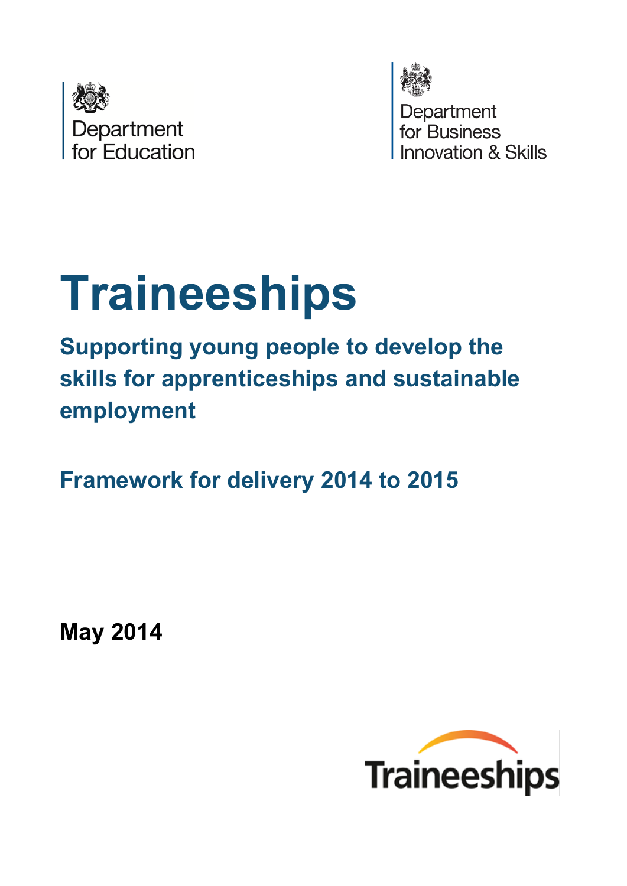Department for Education

Department for Business Innovation & Skills

# Traineeships

## Supporting young people to develop the skills for apprenticeships and sustainable employment

## Framework for delivery 2014 to 2015

**May 2014**

Traineeships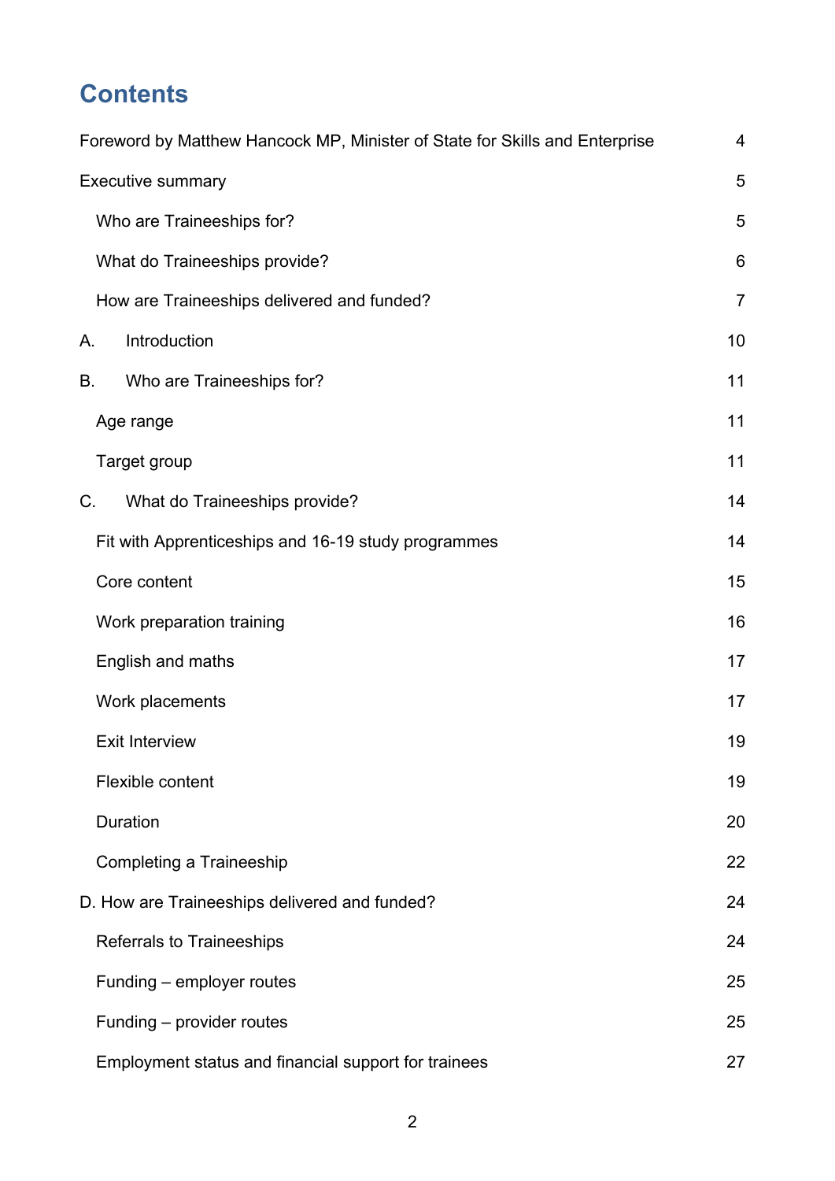# Contents

| | |
|---|---|
| Foreword by Matthew Hancock MP, Minister of State for Skills and Enterprise | 4 |
| Executive summary | 5 |
| Who are Traineeships for? | 5 |
| What do Traineeships provide? | 6 |
| How are Traineeships delivered and funded? | 7 |
| A. Introduction | 10 |
| B. Who are Traineeships for? | 11 |
| Age range | 11 |
| Target group | 11 |
| C. What do Traineeships provide? | 14 |
| Fit with Apprenticeships and 16-19 study programmes | 14 |
| Core content | 15 |
| Work preparation training | 16 |
| English and maths | 17 |
| Work placements | 17 |
| Exit Interview | 19 |
| Flexible content | 19 |
| Duration | 20 |
| Completing a Traineeship | 22 |
| D. How are Traineeships delivered and funded? | 24 |
| Referrals to Traineeships | 24 |
| Funding – employer routes | 25 |
| Funding – provider routes | 25 |
| Employment status and financial support for trainees | 27 |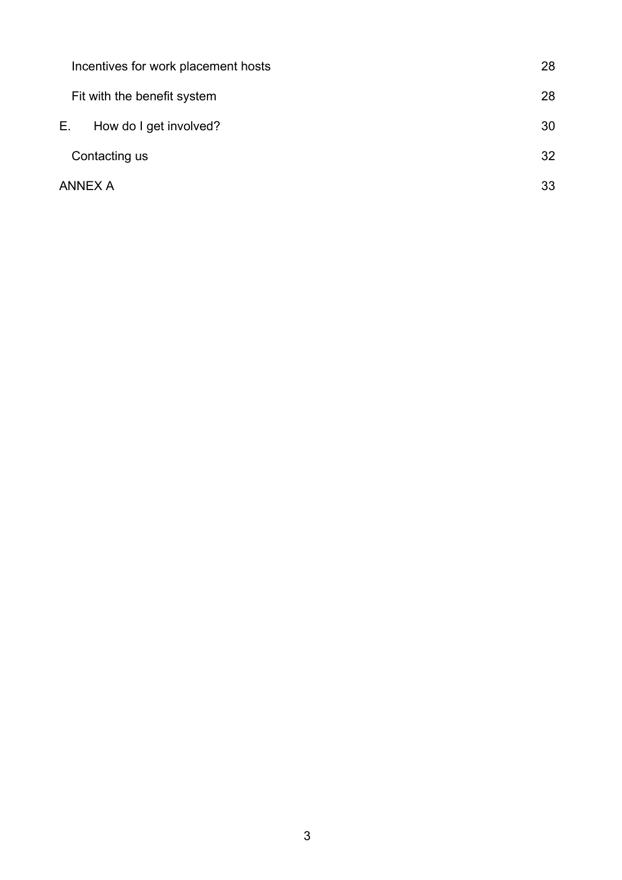| | |
|---|---|
| Incentives for work placement hosts | 28 |
| Fit with the benefit system | 28 |
| E. How do I get involved? | 30 |
| Contacting us | 32 |
| ANNEX A | 33 |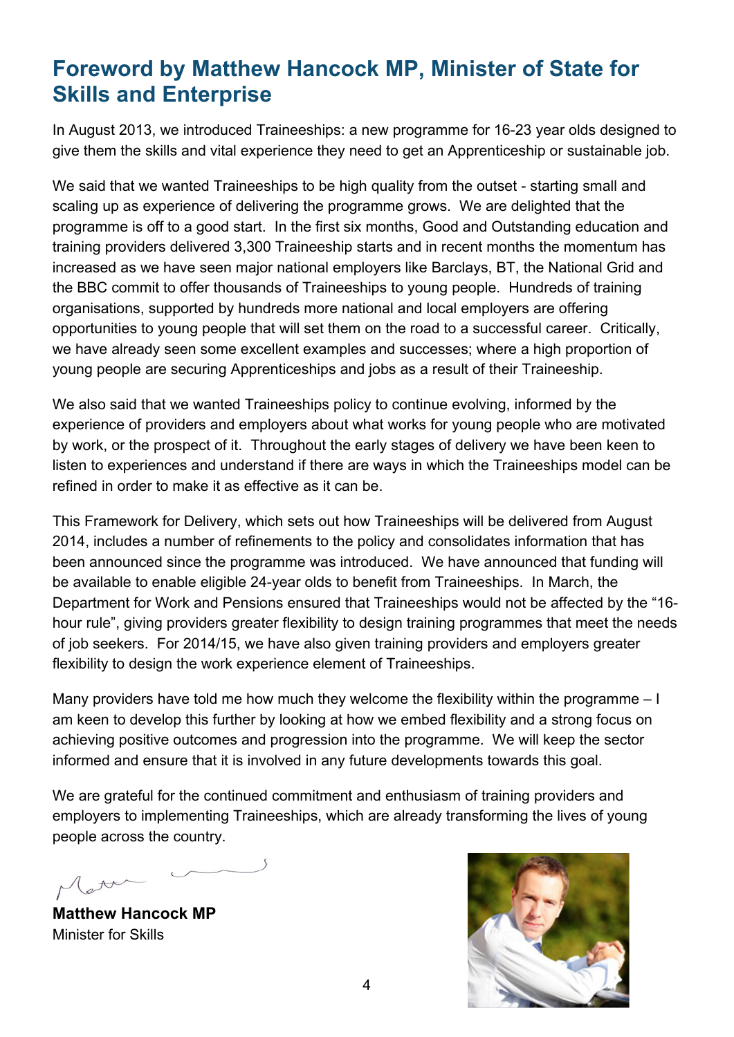# Foreword by Matthew Hancock MP, Minister of State for Skills and Enterprise

In August 2013, we introduced Traineeships: a new programme for 16-23 year olds designed to give them the skills and vital experience they need to get an Apprenticeship or sustainable job.

We said that we wanted Traineeships to be high quality from the outset - starting small and scaling up as experience of delivering the programme grows. We are delighted that the programme is off to a good start. In the first six months, Good and Outstanding education and training providers delivered 3,300 Traineeship starts and in recent months the momentum has increased as we have seen major national employers like Barclays, BT, the National Grid and the BBC commit to offer thousands of Traineeships to young people. Hundreds of training organisations, supported by hundreds more national and local employers are offering opportunities to young people that will set them on the road to a successful career. Critically, we have already seen some excellent examples and successes; where a high proportion of young people are securing Apprenticeships and jobs as a result of their Traineeship.

We also said that we wanted Traineeships policy to continue evolving, informed by the experience of providers and employers about what works for young people who are motivated by work, or the prospect of it. Throughout the early stages of delivery we have been keen to listen to experiences and understand if there are ways in which the Traineeships model can be refined in order to make it as effective as it can be.

This Framework for Delivery, which sets out how Traineeships will be delivered from August 2014, includes a number of refinements to the policy and consolidates information that has been announced since the programme was introduced. We have announced that funding will be available to enable eligible 24-year olds to benefit from Traineeships. In March, the Department for Work and Pensions ensured that Traineeships would not be affected by the "16-hour rule", giving providers greater flexibility to design training programmes that meet the needs of job seekers. For 2014/15, we have also given training providers and employers greater flexibility to design the work experience element of Traineeships.

Many providers have told me how much they welcome the flexibility within the programme – I am keen to develop this further by looking at how we embed flexibility and a strong focus on achieving positive outcomes and progression into the programme. We will keep the sector informed and ensure that it is involved in any future developments towards this goal.

We are grateful for the continued commitment and enthusiasm of training providers and employers to implementing Traineeships, which are already transforming the lives of young people across the country.

**Matthew Hancock MP**
Minister for Skills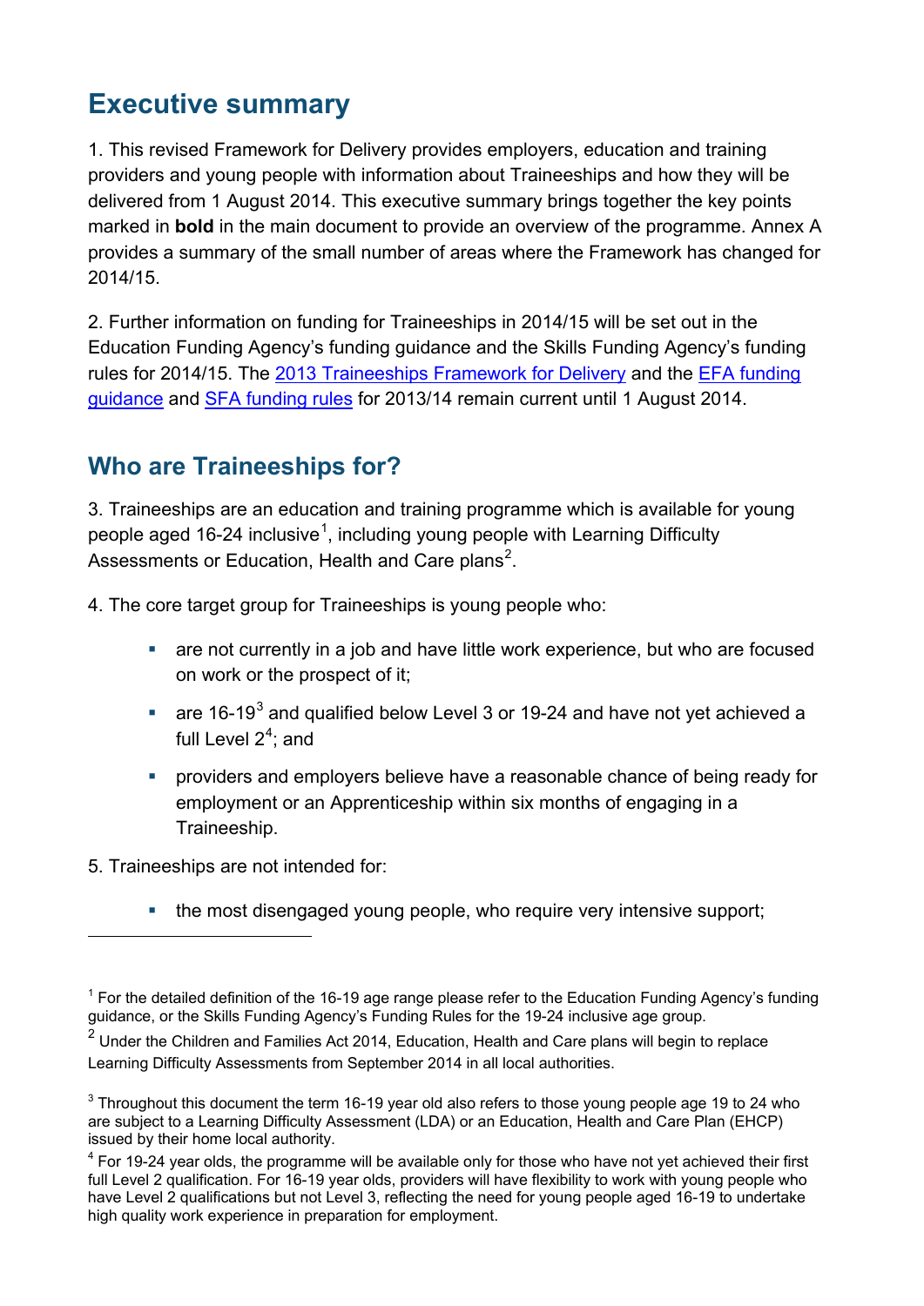# Executive summary

1. This revised Framework for Delivery provides employers, education and training providers and young people with information about Traineeships and how they will be delivered from 1 August 2014. This executive summary brings together the key points marked in **bold** in the main document to provide an overview of the programme. Annex A provides a summary of the small number of areas where the Framework has changed for 2014/15.

2. Further information on funding for Traineeships in 2014/15 will be set out in the Education Funding Agency's funding guidance and the Skills Funding Agency's funding rules for 2014/15. The 2013 Traineeships Framework for Delivery and the EFA funding guidance and SFA funding rules for 2013/14 remain current until 1 August 2014.

## Who are Traineeships for?

3. Traineeships are an education and training programme which is available for young people aged 16-24 inclusive[1], including young people with Learning Difficulty Assessments or Education, Health and Care plans[2].

4. The core target group for Traineeships is young people who:

- are not currently in a job and have little work experience, but who are focused on work or the prospect of it;
- are 16-19[3] and qualified below Level 3 or 19-24 and have not yet achieved a full Level 2[4]; and
- providers and employers believe have a reasonable chance of being ready for employment or an Apprenticeship within six months of engaging in a Traineeship.

5. Traineeships are not intended for:

- the most disengaged young people, who require very intensive support;

---

[1] For the detailed definition of the 16-19 age range please refer to the Education Funding Agency's funding guidance, or the Skills Funding Agency's Funding Rules for the 19-24 inclusive age group.

[2] Under the Children and Families Act 2014, Education, Health and Care plans will begin to replace Learning Difficulty Assessments from September 2014 in all local authorities.

[3] Throughout this document the term 16-19 year old also refers to those young people age 19 to 24 who are subject to a Learning Difficulty Assessment (LDA) or an Education, Health and Care Plan (EHCP) issued by their home local authority.

[4] For 19-24 year olds, the programme will be available only for those who have not yet achieved their first full Level 2 qualification. For 16-19 year olds, providers will have flexibility to work with young people who have Level 2 qualifications but not Level 3, reflecting the need for young people aged 16-19 to undertake high quality work experience in preparation for employment.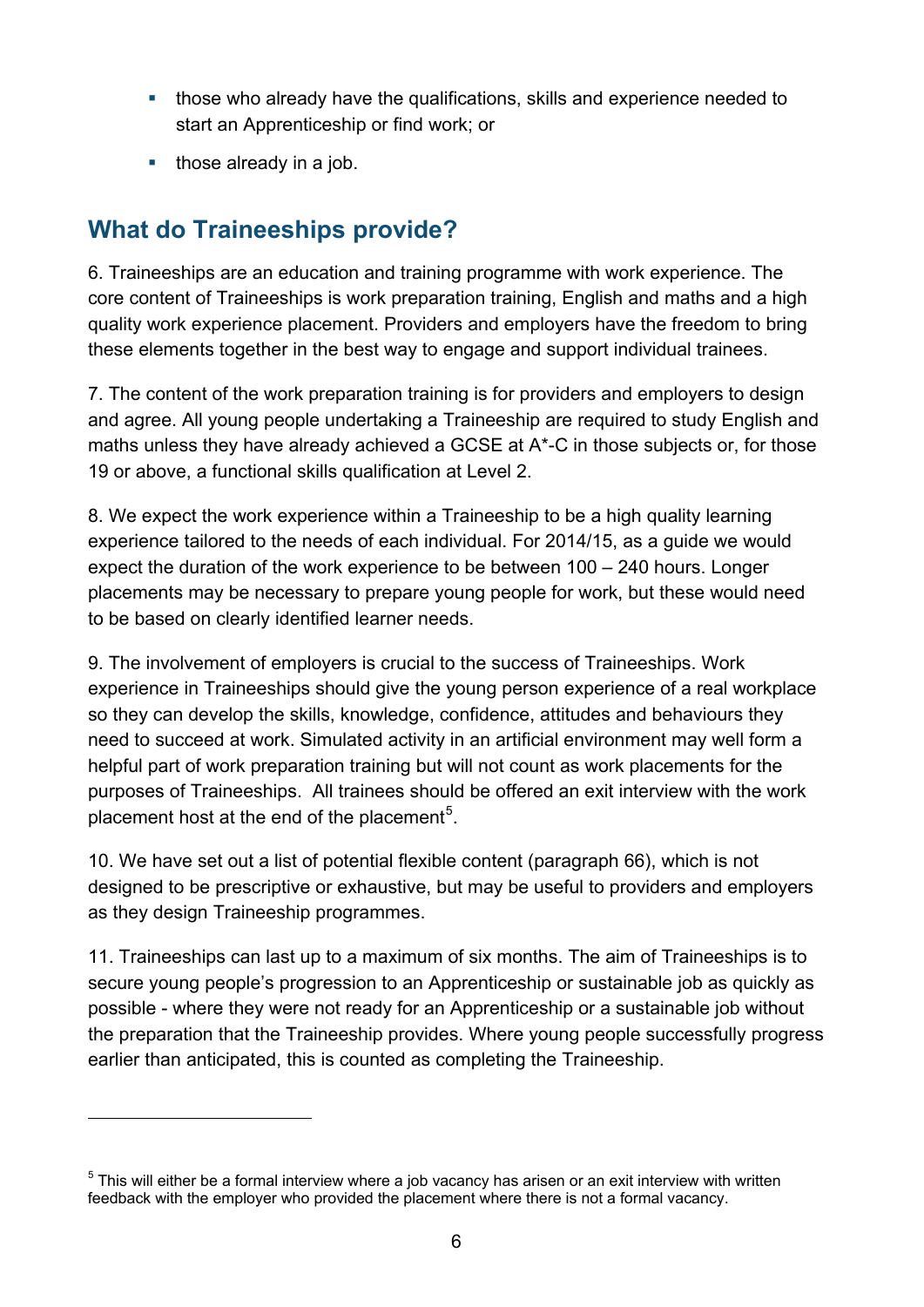- those who already have the qualifications, skills and experience needed to start an Apprenticeship or find work; or
- those already in a job.

## What do Traineeships provide?

6. Traineeships are an education and training programme with work experience. The core content of Traineeships is work preparation training, English and maths and a high quality work experience placement. Providers and employers have the freedom to bring these elements together in the best way to engage and support individual trainees.

7. The content of the work preparation training is for providers and employers to design and agree. All young people undertaking a Traineeship are required to study English and maths unless they have already achieved a GCSE at A*-C in those subjects or, for those 19 or above, a functional skills qualification at Level 2.

8. We expect the work experience within a Traineeship to be a high quality learning experience tailored to the needs of each individual. For 2014/15, as a guide we would expect the duration of the work experience to be between 100 – 240 hours. Longer placements may be necessary to prepare young people for work, but these would need to be based on clearly identified learner needs.

9. The involvement of employers is crucial to the success of Traineeships. Work experience in Traineeships should give the young person experience of a real workplace so they can develop the skills, knowledge, confidence, attitudes and behaviours they need to succeed at work. Simulated activity in an artificial environment may well form a helpful part of work preparation training but will not count as work placements for the purposes of Traineeships. All trainees should be offered an exit interview with the work placement host at the end of the placement[5].

10. We have set out a list of potential flexible content (paragraph 66), which is not designed to be prescriptive or exhaustive, but may be useful to providers and employers as they design Traineeship programmes.

11. Traineeships can last up to a maximum of six months. The aim of Traineeships is to secure young people's progression to an Apprenticeship or sustainable job as quickly as possible - where they were not ready for an Apprenticeship or a sustainable job without the preparation that the Traineeship provides. Where young people successfully progress earlier than anticipated, this is counted as completing the Traineeship.

---

[5] This will either be a formal interview where a job vacancy has arisen or an exit interview with written feedback with the employer who provided the placement where there is not a formal vacancy.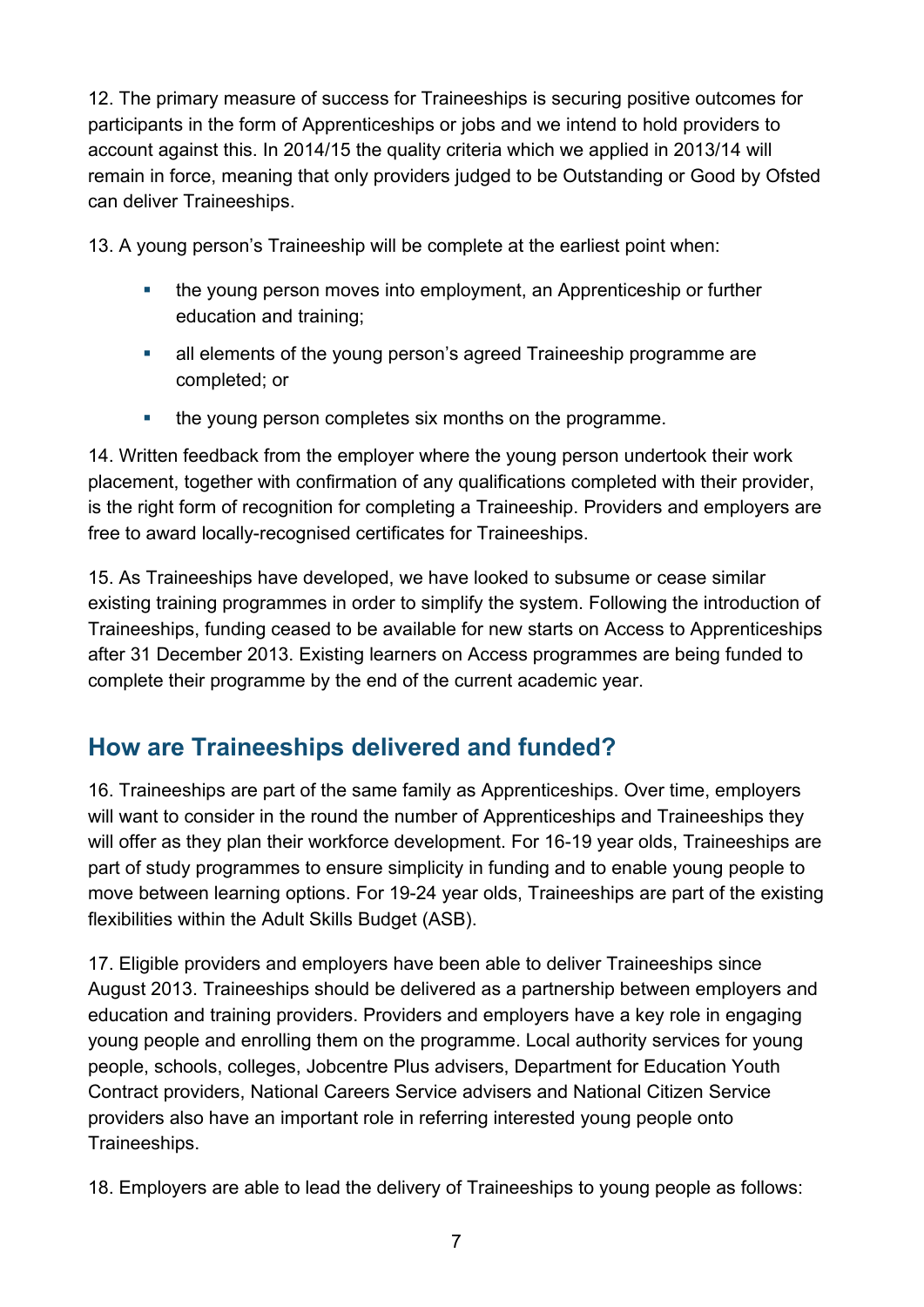12. The primary measure of success for Traineeships is securing positive outcomes for participants in the form of Apprenticeships or jobs and we intend to hold providers to account against this. In 2014/15 the quality criteria which we applied in 2013/14 will remain in force, meaning that only providers judged to be Outstanding or Good by Ofsted can deliver Traineeships.

13. A young person's Traineeship will be complete at the earliest point when:

- the young person moves into employment, an Apprenticeship or further education and training;
- all elements of the young person's agreed Traineeship programme are completed; or
- the young person completes six months on the programme.

14. Written feedback from the employer where the young person undertook their work placement, together with confirmation of any qualifications completed with their provider, is the right form of recognition for completing a Traineeship. Providers and employers are free to award locally-recognised certificates for Traineeships.

15. As Traineeships have developed, we have looked to subsume or cease similar existing training programmes in order to simplify the system. Following the introduction of Traineeships, funding ceased to be available for new starts on Access to Apprenticeships after 31 December 2013. Existing learners on Access programmes are being funded to complete their programme by the end of the current academic year.

## How are Traineeships delivered and funded?

16. Traineeships are part of the same family as Apprenticeships. Over time, employers will want to consider in the round the number of Apprenticeships and Traineeships they will offer as they plan their workforce development. For 16-19 year olds, Traineeships are part of study programmes to ensure simplicity in funding and to enable young people to move between learning options. For 19-24 year olds, Traineeships are part of the existing flexibilities within the Adult Skills Budget (ASB).

17. Eligible providers and employers have been able to deliver Traineeships since August 2013. Traineeships should be delivered as a partnership between employers and education and training providers. Providers and employers have a key role in engaging young people and enrolling them on the programme. Local authority services for young people, schools, colleges, Jobcentre Plus advisers, Department for Education Youth Contract providers, National Careers Service advisers and National Citizen Service providers also have an important role in referring interested young people onto Traineeships.

18. Employers are able to lead the delivery of Traineeships to young people as follows: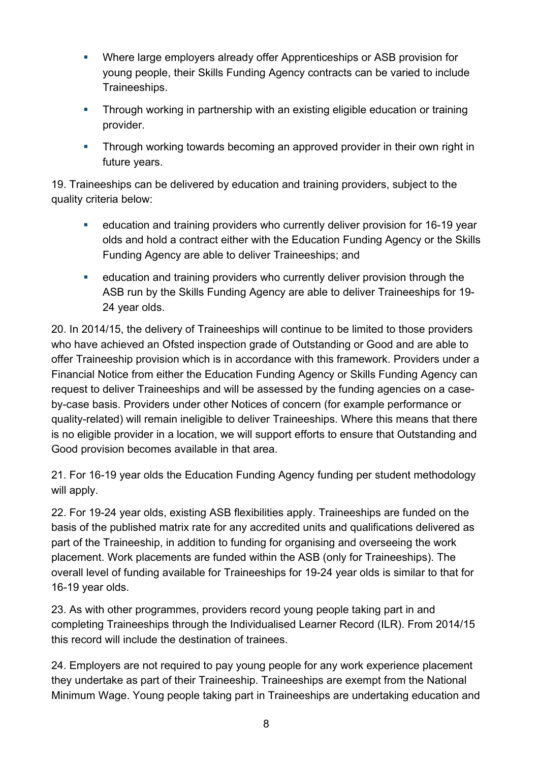- Where large employers already offer Apprenticeships or ASB provision for young people, their Skills Funding Agency contracts can be varied to include Traineeships.
- Through working in partnership with an existing eligible education or training provider.
- Through working towards becoming an approved provider in their own right in future years.

19. Traineeships can be delivered by education and training providers, subject to the quality criteria below:

- education and training providers who currently deliver provision for 16-19 year olds and hold a contract either with the Education Funding Agency or the Skills Funding Agency are able to deliver Traineeships; and
- education and training providers who currently deliver provision through the ASB run by the Skills Funding Agency are able to deliver Traineeships for 19-24 year olds.

20. In 2014/15, the delivery of Traineeships will continue to be limited to those providers who have achieved an Ofsted inspection grade of Outstanding or Good and are able to offer Traineeship provision which is in accordance with this framework. Providers under a Financial Notice from either the Education Funding Agency or Skills Funding Agency can request to deliver Traineeships and will be assessed by the funding agencies on a case-by-case basis. Providers under other Notices of concern (for example performance or quality-related) will remain ineligible to deliver Traineeships. Where this means that there is no eligible provider in a location, we will support efforts to ensure that Outstanding and Good provision becomes available in that area.

21. For 16-19 year olds the Education Funding Agency funding per student methodology will apply.

22. For 19-24 year olds, existing ASB flexibilities apply. Traineeships are funded on the basis of the published matrix rate for any accredited units and qualifications delivered as part of the Traineeship, in addition to funding for organising and overseeing the work placement. Work placements are funded within the ASB (only for Traineeships). The overall level of funding available for Traineeships for 19-24 year olds is similar to that for 16-19 year olds.

23. As with other programmes, providers record young people taking part in and completing Traineeships through the Individualised Learner Record (ILR). From 2014/15 this record will include the destination of trainees.

24. Employers are not required to pay young people for any work experience placement they undertake as part of their Traineeship. Traineeships are exempt from the National Minimum Wage. Young people taking part in Traineeships are undertaking education and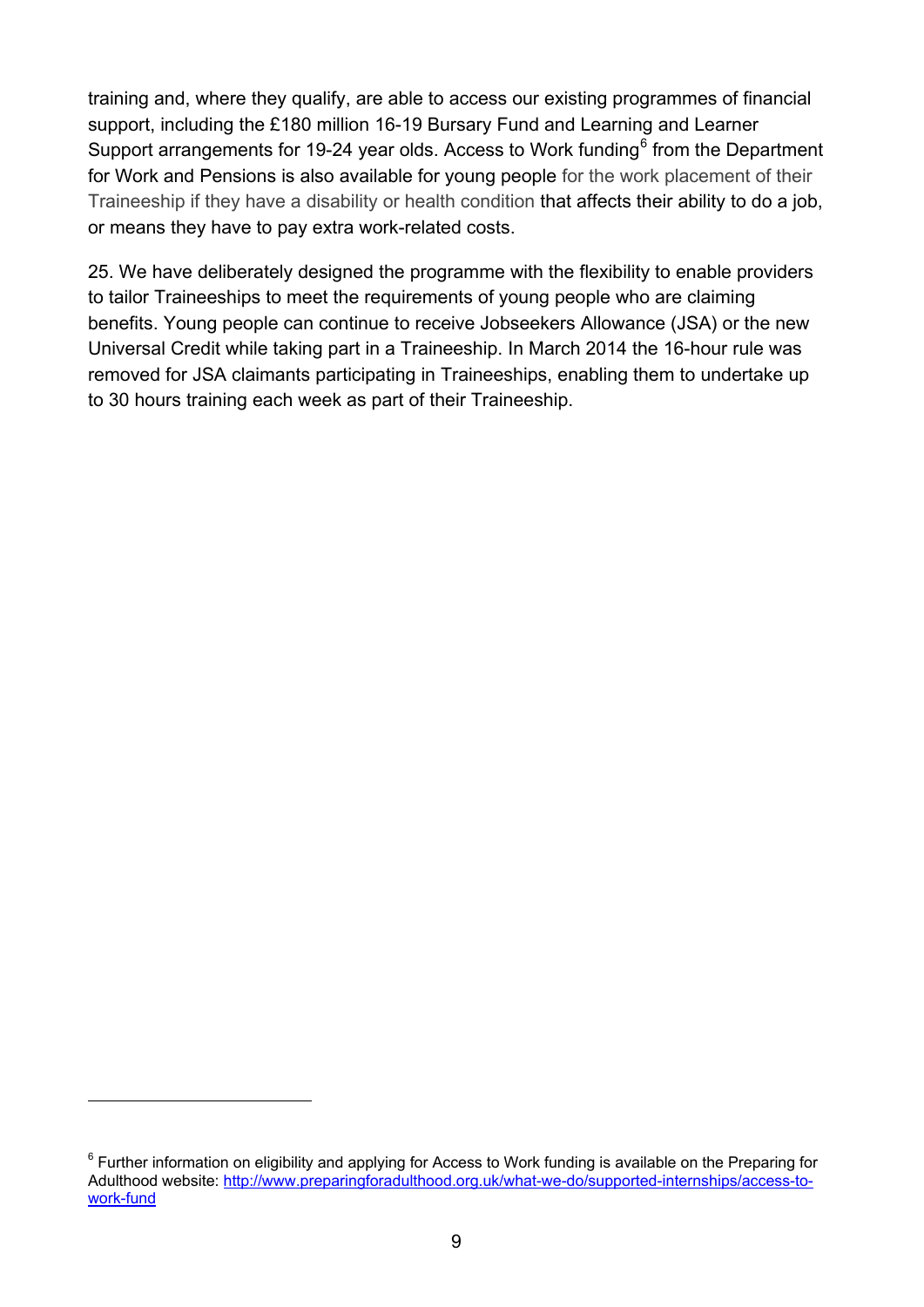training and, where they qualify, are able to access our existing programmes of financial support, including the £180 million 16-19 Bursary Fund and Learning and Learner Support arrangements for 19-24 year olds. Access to Work funding[6] from the Department for Work and Pensions is also available for young people for the work placement of their Traineeship if they have a disability or health condition that affects their ability to do a job, or means they have to pay extra work-related costs.

25. We have deliberately designed the programme with the flexibility to enable providers to tailor Traineeships to meet the requirements of young people who are claiming benefits. Young people can continue to receive Jobseekers Allowance (JSA) or the new Universal Credit while taking part in a Traineeship. In March 2014 the 16-hour rule was removed for JSA claimants participating in Traineeships, enabling them to undertake up to 30 hours training each week as part of their Traineeship.

[6] Further information on eligibility and applying for Access to Work funding is available on the Preparing for Adulthood website: http://www.preparingforadulthood.org.uk/what-we-do/supported-internships/access-to-work-fund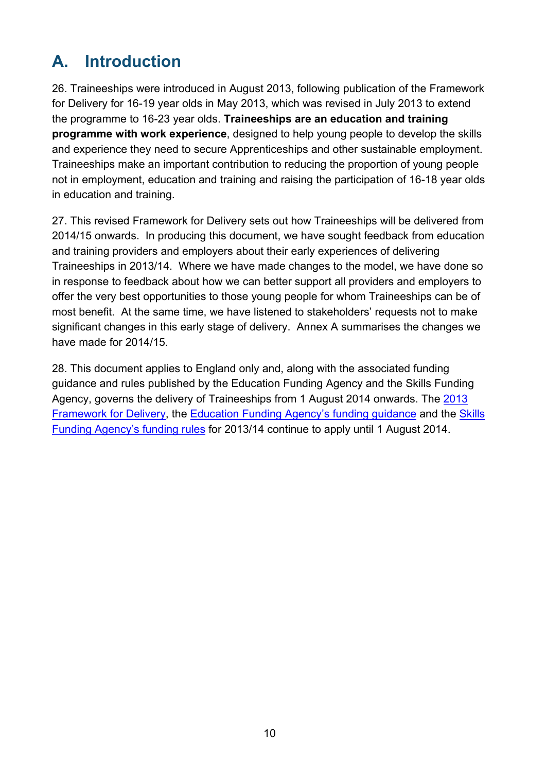## A. Introduction

26. Traineeships were introduced in August 2013, following publication of the Framework for Delivery for 16-19 year olds in May 2013, which was revised in July 2013 to extend the programme to 16-23 year olds. **Traineeships are an education and training programme with work experience**, designed to help young people to develop the skills and experience they need to secure Apprenticeships and other sustainable employment. Traineeships make an important contribution to reducing the proportion of young people not in employment, education and training and raising the participation of 16-18 year olds in education and training.

27. This revised Framework for Delivery sets out how Traineeships will be delivered from 2014/15 onwards. In producing this document, we have sought feedback from education and training providers and employers about their early experiences of delivering Traineeships in 2013/14. Where we have made changes to the model, we have done so in response to feedback about how we can better support all providers and employers to offer the very best opportunities to those young people for whom Traineeships can be of most benefit. At the same time, we have listened to stakeholders' requests not to make significant changes in this early stage of delivery. Annex A summarises the changes we have made for 2014/15.

28. This document applies to England only and, along with the associated funding guidance and rules published by the Education Funding Agency and the Skills Funding Agency, governs the delivery of Traineeships from 1 August 2014 onwards. The 2013 Framework for Delivery, the Education Funding Agency's funding guidance and the Skills Funding Agency's funding rules for 2013/14 continue to apply until 1 August 2014.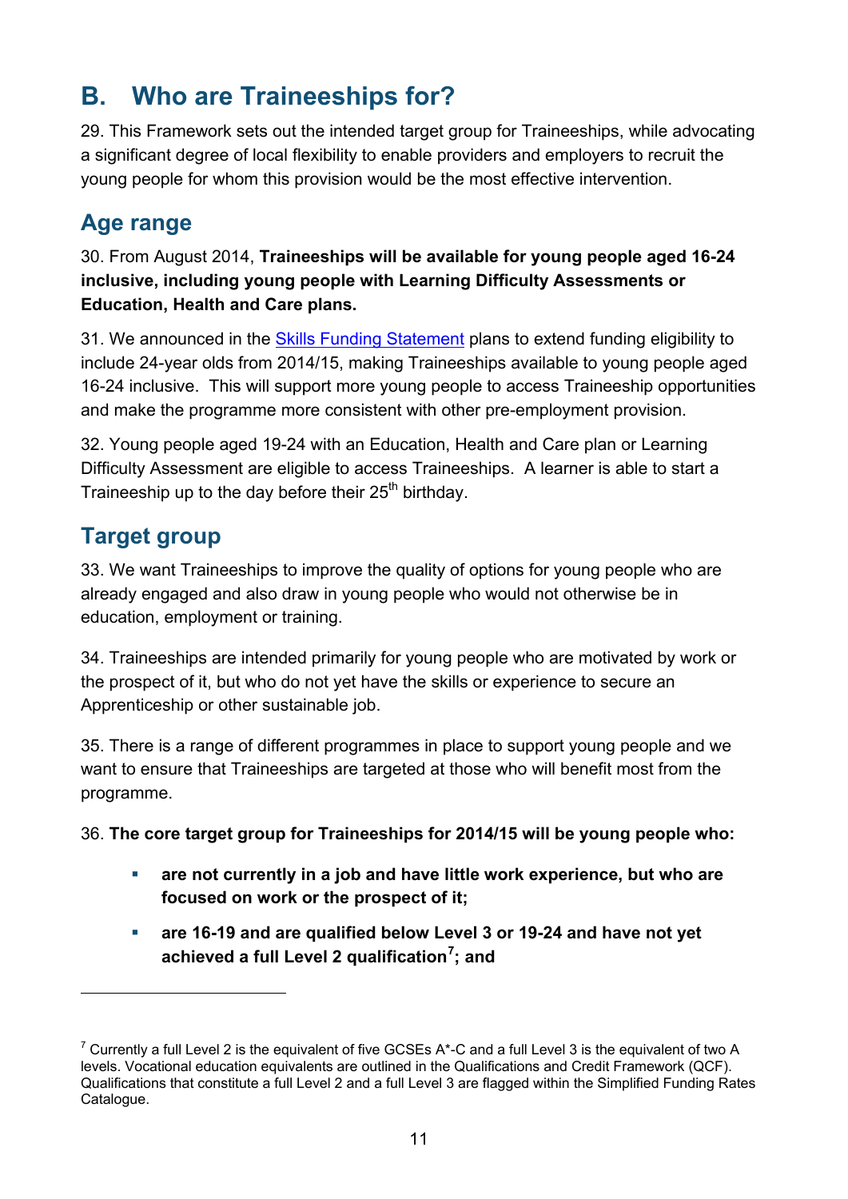## B. Who are Traineeships for?

29. This Framework sets out the intended target group for Traineeships, while advocating a significant degree of local flexibility to enable providers and employers to recruit the young people for whom this provision would be the most effective intervention.

### Age range

30. From August 2014, **Traineeships will be available for young people aged 16-24 inclusive, including young people with Learning Difficulty Assessments or Education, Health and Care plans.**

31. We announced in the [Skills Funding Statement]() plans to extend funding eligibility to include 24-year olds from 2014/15, making Traineeships available to young people aged 16-24 inclusive. This will support more young people to access Traineeship opportunities and make the programme more consistent with other pre-employment provision.

32. Young people aged 19-24 with an Education, Health and Care plan or Learning Difficulty Assessment are eligible to access Traineeships. A learner is able to start a Traineeship up to the day before their 25th birthday.

### Target group

33. We want Traineeships to improve the quality of options for young people who are already engaged and also draw in young people who would not otherwise be in education, employment or training.

34. Traineeships are intended primarily for young people who are motivated by work or the prospect of it, but who do not yet have the skills or experience to secure an Apprenticeship or other sustainable job.

35. There is a range of different programmes in place to support young people and we want to ensure that Traineeships are targeted at those who will benefit most from the programme.

36. **The core target group for Traineeships for 2014/15 will be young people who:**

- **are not currently in a job and have little work experience, but who are focused on work or the prospect of it;**
- **are 16-19 and are qualified below Level 3 or 19-24 and have not yet achieved a full Level 2 qualification[7]; and**

---

[7] Currently a full Level 2 is the equivalent of five GCSEs A*-C and a full Level 3 is the equivalent of two A levels. Vocational education equivalents are outlined in the Qualifications and Credit Framework (QCF). Qualifications that constitute a full Level 2 and a full Level 3 are flagged within the Simplified Funding Rates Catalogue.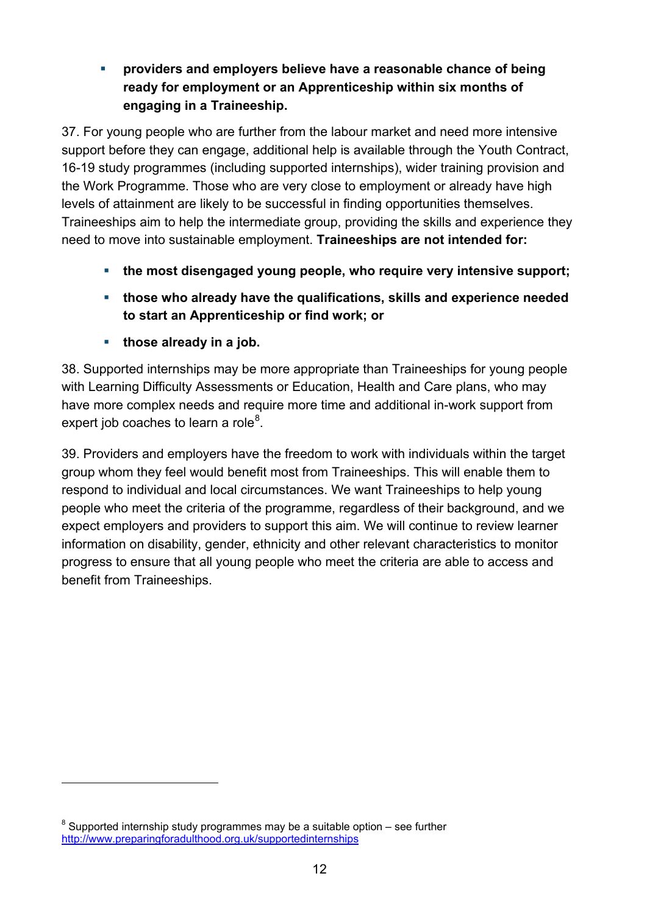- **providers and employers believe have a reasonable chance of being ready for employment or an Apprenticeship within six months of engaging in a Traineeship.**

37. For young people who are further from the labour market and need more intensive support before they can engage, additional help is available through the Youth Contract, 16-19 study programmes (including supported internships), wider training provision and the Work Programme. Those who are very close to employment or already have high levels of attainment are likely to be successful in finding opportunities themselves. Traineeships aim to help the intermediate group, providing the skills and experience they need to move into sustainable employment. **Traineeships are not intended for:**

- **the most disengaged young people, who require very intensive support;**
- **those who already have the qualifications, skills and experience needed to start an Apprenticeship or find work; or**
- **those already in a job.**

38. Supported internships may be more appropriate than Traineeships for young people with Learning Difficulty Assessments or Education, Health and Care plans, who may have more complex needs and require more time and additional in-work support from expert job coaches to learn a role[8].

39. Providers and employers have the freedom to work with individuals within the target group whom they feel would benefit most from Traineeships. This will enable them to respond to individual and local circumstances. We want Traineeships to help young people who meet the criteria of the programme, regardless of their background, and we expect employers and providers to support this aim. We will continue to review learner information on disability, gender, ethnicity and other relevant characteristics to monitor progress to ensure that all young people who meet the criteria are able to access and benefit from Traineeships.

---

[8] Supported internship study programmes may be a suitable option – see further http://www.preparingforadulthood.org.uk/supportedinternships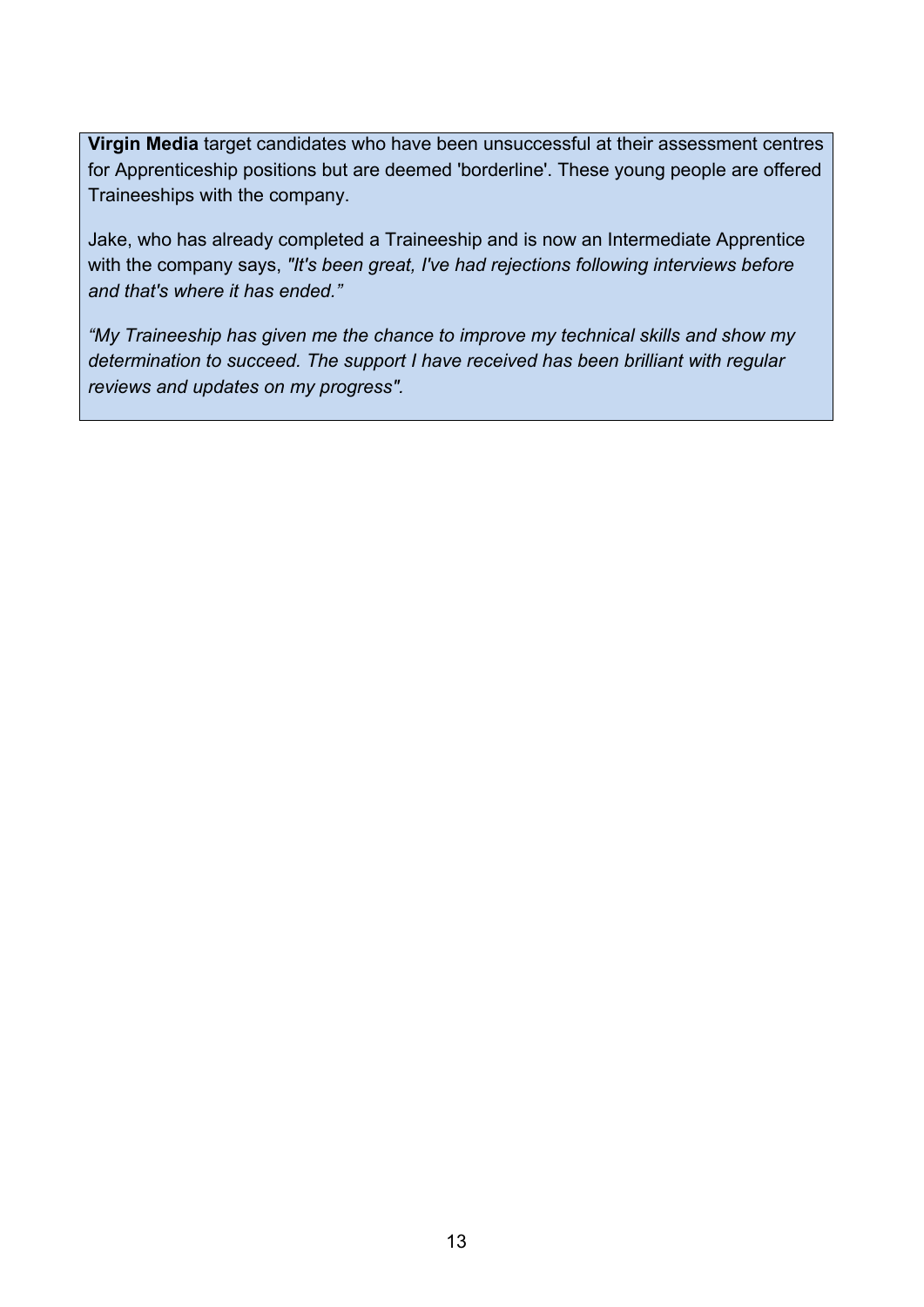**Virgin Media** target candidates who have been unsuccessful at their assessment centres for Apprenticeship positions but are deemed 'borderline'. These young people are offered Traineeships with the company.

Jake, who has already completed a Traineeship and is now an Intermediate Apprentice with the company says, *"It's been great, I've had rejections following interviews before and that's where it has ended."*

*"My Traineeship has given me the chance to improve my technical skills and show my determination to succeed. The support I have received has been brilliant with regular reviews and updates on my progress".*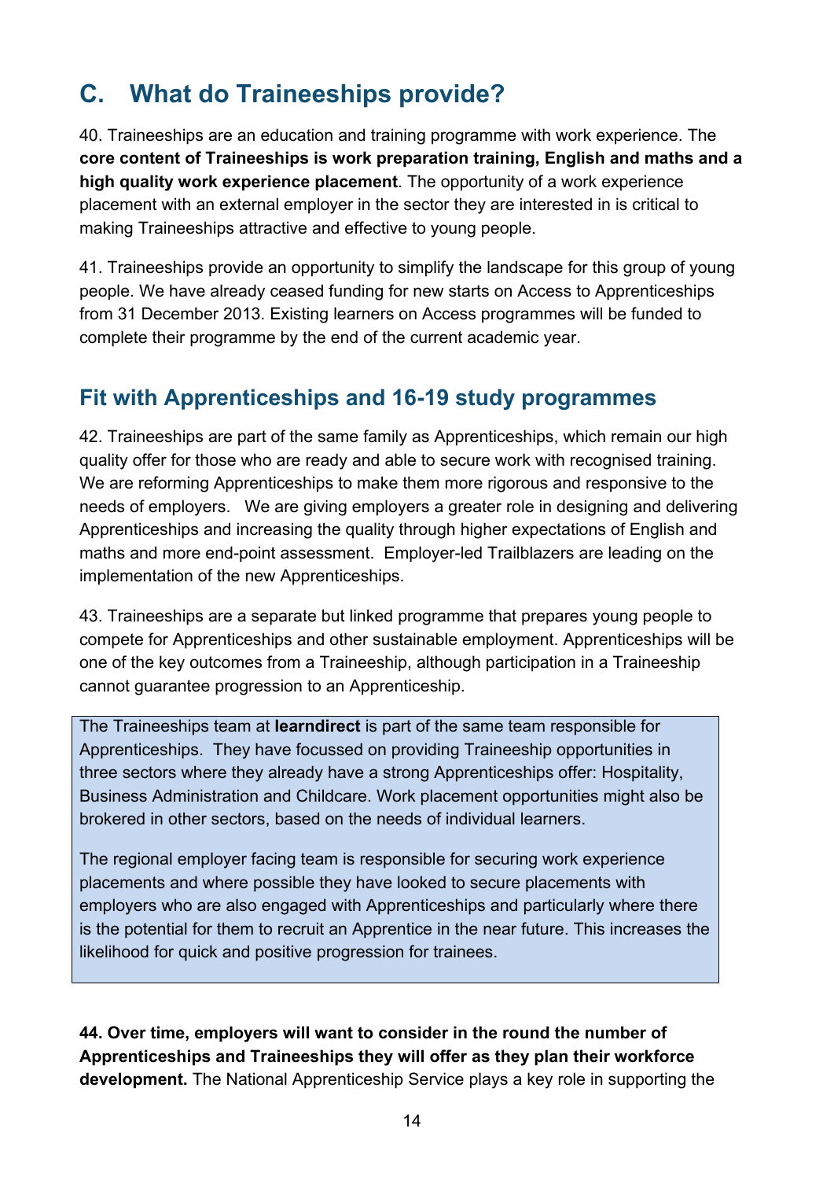## C. What do Traineeships provide?

40. Traineeships are an education and training programme with work experience. The **core content of Traineeships is work preparation training, English and maths and a high quality work experience placement**. The opportunity of a work experience placement with an external employer in the sector they are interested in is critical to making Traineeships attractive and effective to young people.

41. Traineeships provide an opportunity to simplify the landscape for this group of young people. We have already ceased funding for new starts on Access to Apprenticeships from 31 December 2013. Existing learners on Access programmes will be funded to complete their programme by the end of the current academic year.

### Fit with Apprenticeships and 16-19 study programmes

42. Traineeships are part of the same family as Apprenticeships, which remain our high quality offer for those who are ready and able to secure work with recognised training. We are reforming Apprenticeships to make them more rigorous and responsive to the needs of employers. We are giving employers a greater role in designing and delivering Apprenticeships and increasing the quality through higher expectations of English and maths and more end-point assessment. Employer-led Trailblazers are leading on the implementation of the new Apprenticeships.

43. Traineeships are a separate but linked programme that prepares young people to compete for Apprenticeships and other sustainable employment. Apprenticeships will be one of the key outcomes from a Traineeship, although participation in a Traineeship cannot guarantee progression to an Apprenticeship.

> The Traineeships team at **learndirect** is part of the same team responsible for Apprenticeships. They have focussed on providing Traineeship opportunities in three sectors where they already have a strong Apprenticeships offer: Hospitality, Business Administration and Childcare. Work placement opportunities might also be brokered in other sectors, based on the needs of individual learners.
>
> The regional employer facing team is responsible for securing work experience placements and where possible they have looked to secure placements with employers who are also engaged with Apprenticeships and particularly where there is the potential for them to recruit an Apprentice in the near future. This increases the likelihood for quick and positive progression for trainees.

**44. Over time, employers will want to consider in the round the number of Apprenticeships and Traineeships they will offer as they plan their workforce development.** The National Apprenticeship Service plays a key role in supporting the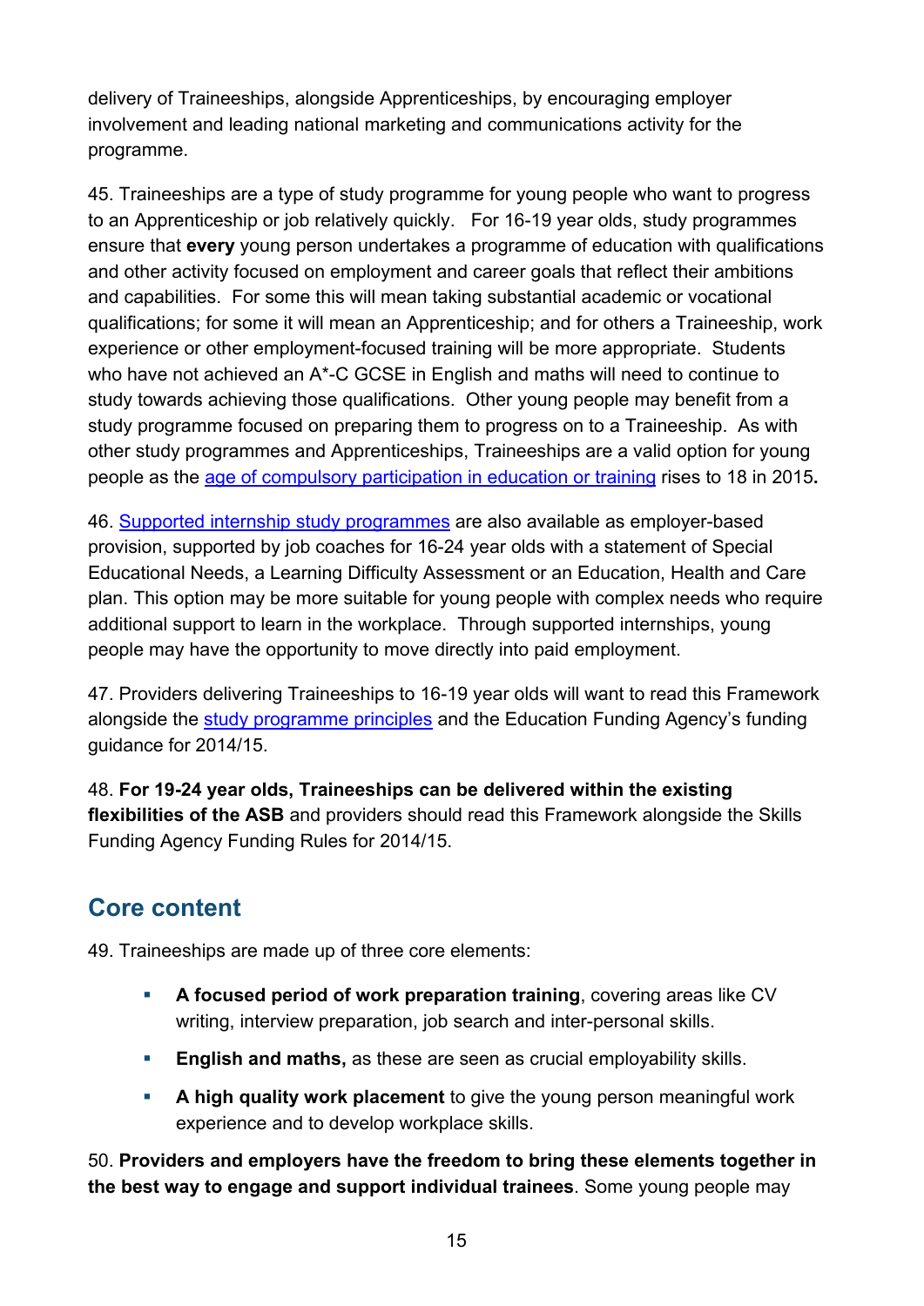delivery of Traineeships, alongside Apprenticeships, by encouraging employer involvement and leading national marketing and communications activity for the programme.

45. Traineeships are a type of study programme for young people who want to progress to an Apprenticeship or job relatively quickly. For 16-19 year olds, study programmes ensure that **every** young person undertakes a programme of education with qualifications and other activity focused on employment and career goals that reflect their ambitions and capabilities. For some this will mean taking substantial academic or vocational qualifications; for some it will mean an Apprenticeship; and for others a Traineeship, work experience or other employment-focused training will be more appropriate. Students who have not achieved an A*-C GCSE in English and maths will need to continue to study towards achieving those qualifications. Other young people may benefit from a study programme focused on preparing them to progress on to a Traineeship. As with other study programmes and Apprenticeships, Traineeships are a valid option for young people as the age of compulsory participation in education or training rises to 18 in 2015**.**

46. Supported internship study programmes are also available as employer-based provision, supported by job coaches for 16-24 year olds with a statement of Special Educational Needs, a Learning Difficulty Assessment or an Education, Health and Care plan. This option may be more suitable for young people with complex needs who require additional support to learn in the workplace. Through supported internships, young people may have the opportunity to move directly into paid employment.

47. Providers delivering Traineeships to 16-19 year olds will want to read this Framework alongside the study programme principles and the Education Funding Agency's funding guidance for 2014/15.

48. **For 19-24 year olds, Traineeships can be delivered within the existing flexibilities of the ASB** and providers should read this Framework alongside the Skills Funding Agency Funding Rules for 2014/15.

## Core content

49. Traineeships are made up of three core elements:

- **A focused period of work preparation training**, covering areas like CV writing, interview preparation, job search and inter-personal skills.
- **English and maths,** as these are seen as crucial employability skills.
- **A high quality work placement** to give the young person meaningful work experience and to develop workplace skills.

50. **Providers and employers have the freedom to bring these elements together in the best way to engage and support individual trainees**. Some young people may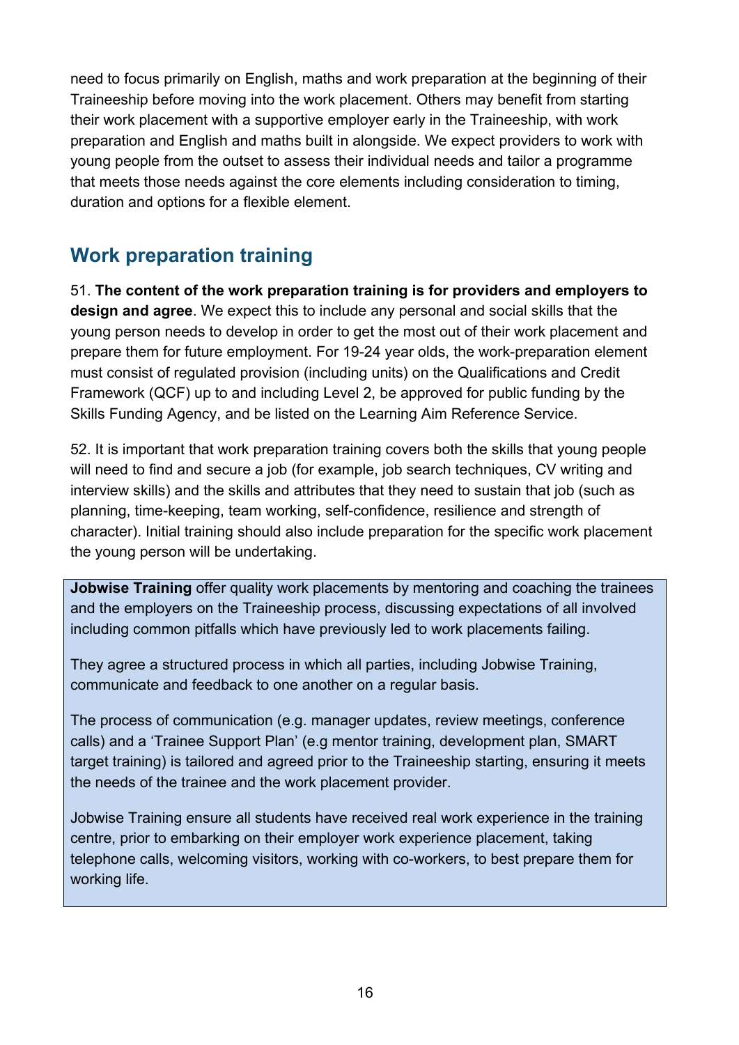need to focus primarily on English, maths and work preparation at the beginning of their Traineeship before moving into the work placement. Others may benefit from starting their work placement with a supportive employer early in the Traineeship, with work preparation and English and maths built in alongside. We expect providers to work with young people from the outset to assess their individual needs and tailor a programme that meets those needs against the core elements including consideration to timing, duration and options for a flexible element.

## Work preparation training

51. **The content of the work preparation training is for providers and employers to design and agree**. We expect this to include any personal and social skills that the young person needs to develop in order to get the most out of their work placement and prepare them for future employment. For 19-24 year olds, the work-preparation element must consist of regulated provision (including units) on the Qualifications and Credit Framework (QCF) up to and including Level 2, be approved for public funding by the Skills Funding Agency, and be listed on the Learning Aim Reference Service.

52. It is important that work preparation training covers both the skills that young people will need to find and secure a job (for example, job search techniques, CV writing and interview skills) and the skills and attributes that they need to sustain that job (such as planning, time-keeping, team working, self-confidence, resilience and strength of character). Initial training should also include preparation for the specific work placement the young person will be undertaking.

> **Jobwise Training** offer quality work placements by mentoring and coaching the trainees and the employers on the Traineeship process, discussing expectations of all involved including common pitfalls which have previously led to work placements failing.
>
> They agree a structured process in which all parties, including Jobwise Training, communicate and feedback to one another on a regular basis.
>
> The process of communication (e.g. manager updates, review meetings, conference calls) and a 'Trainee Support Plan' (e.g mentor training, development plan, SMART target training) is tailored and agreed prior to the Traineeship starting, ensuring it meets the needs of the trainee and the work placement provider.
>
> Jobwise Training ensure all students have received real work experience in the training centre, prior to embarking on their employer work experience placement, taking telephone calls, welcoming visitors, working with co-workers, to best prepare them for working life.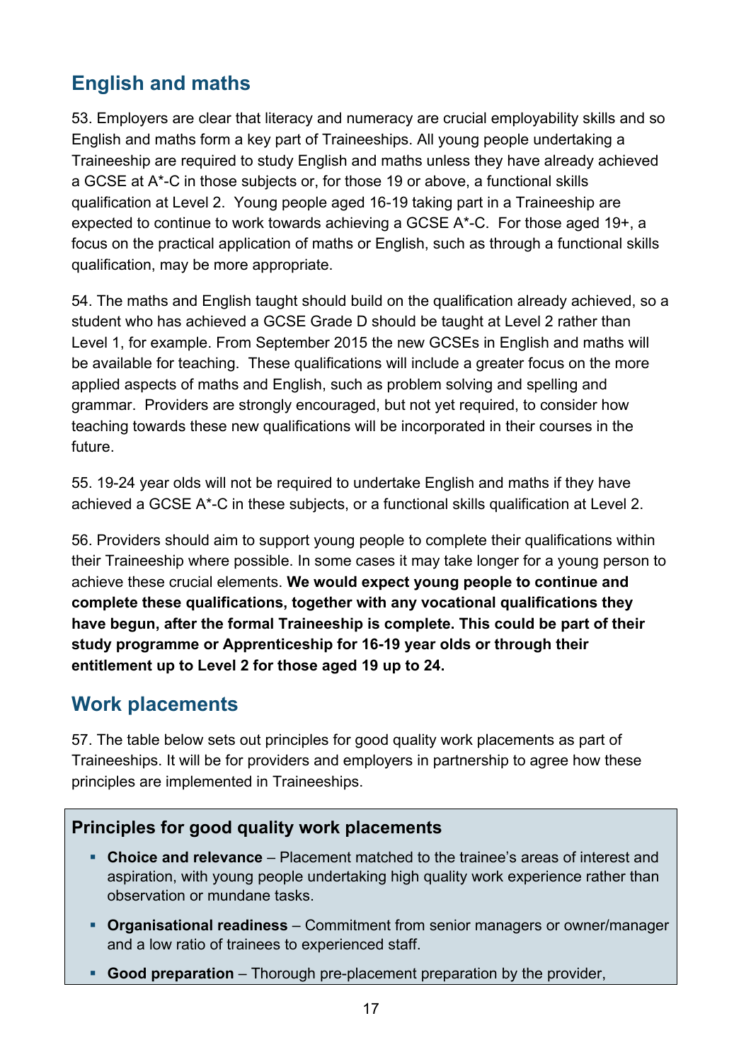## English and maths

53. Employers are clear that literacy and numeracy are crucial employability skills and so English and maths form a key part of Traineeships. All young people undertaking a Traineeship are required to study English and maths unless they have already achieved a GCSE at A*-C in those subjects or, for those 19 or above, a functional skills qualification at Level 2. Young people aged 16-19 taking part in a Traineeship are expected to continue to work towards achieving a GCSE A*-C. For those aged 19+, a focus on the practical application of maths or English, such as through a functional skills qualification, may be more appropriate.

54. The maths and English taught should build on the qualification already achieved, so a student who has achieved a GCSE Grade D should be taught at Level 2 rather than Level 1, for example. From September 2015 the new GCSEs in English and maths will be available for teaching. These qualifications will include a greater focus on the more applied aspects of maths and English, such as problem solving and spelling and grammar. Providers are strongly encouraged, but not yet required, to consider how teaching towards these new qualifications will be incorporated in their courses in the future.

55. 19-24 year olds will not be required to undertake English and maths if they have achieved a GCSE A*-C in these subjects, or a functional skills qualification at Level 2.

56. Providers should aim to support young people to complete their qualifications within their Traineeship where possible. In some cases it may take longer for a young person to achieve these crucial elements. **We would expect young people to continue and complete these qualifications, together with any vocational qualifications they have begun, after the formal Traineeship is complete. This could be part of their study programme or Apprenticeship for 16-19 year olds or through their entitlement up to Level 2 for those aged 19 up to 24.**

## Work placements

57. The table below sets out principles for good quality work placements as part of Traineeships. It will be for providers and employers in partnership to agree how these principles are implemented in Traineeships.

### Principles for good quality work placements

- **Choice and relevance** – Placement matched to the trainee's areas of interest and aspiration, with young people undertaking high quality work experience rather than observation or mundane tasks.
- **Organisational readiness** – Commitment from senior managers or owner/manager and a low ratio of trainees to experienced staff.
- **Good preparation** – Thorough pre-placement preparation by the provider,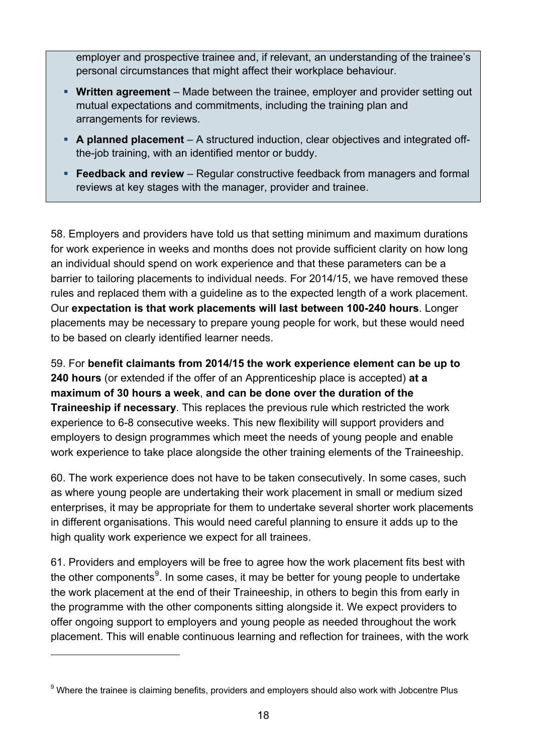employer and prospective trainee and, if relevant, an understanding of the trainee's personal circumstances that might affect their workplace behaviour.

- **Written agreement** – Made between the trainee, employer and provider setting out mutual expectations and commitments, including the training plan and arrangements for reviews.
- **A planned placement** – A structured induction, clear objectives and integrated off-the-job training, with an identified mentor or buddy.
- **Feedback and review** – Regular constructive feedback from managers and formal reviews at key stages with the manager, provider and trainee.

58. Employers and providers have told us that setting minimum and maximum durations for work experience in weeks and months does not provide sufficient clarity on how long an individual should spend on work experience and that these parameters can be a barrier to tailoring placements to individual needs. For 2014/15, we have removed these rules and replaced them with a guideline as to the expected length of a work placement. Our **expectation is that work placements will last between 100-240 hours**. Longer placements may be necessary to prepare young people for work, but these would need to be based on clearly identified learner needs.

59. For **benefit claimants from 2014/15 the work experience element can be up to 240 hours** (or extended if the offer of an Apprenticeship place is accepted) **at a maximum of 30 hours a week**, **and can be done over the duration of the Traineeship if necessary**. This replaces the previous rule which restricted the work experience to 6-8 consecutive weeks. This new flexibility will support providers and employers to design programmes which meet the needs of young people and enable work experience to take place alongside the other training elements of the Traineeship.

60. The work experience does not have to be taken consecutively. In some cases, such as where young people are undertaking their work placement in small or medium sized enterprises, it may be appropriate for them to undertake several shorter work placements in different organisations. This would need careful planning to ensure it adds up to the high quality work experience we expect for all trainees.

61. Providers and employers will be free to agree how the work placement fits best with the other components[9]. In some cases, it may be better for young people to undertake the work placement at the end of their Traineeship, in others to begin this from early in the programme with the other components sitting alongside it. We expect providers to offer ongoing support to employers and young people as needed throughout the work placement. This will enable continuous learning and reflection for trainees, with the work

[9] Where the trainee is claiming benefits, providers and employers should also work with Jobcentre Plus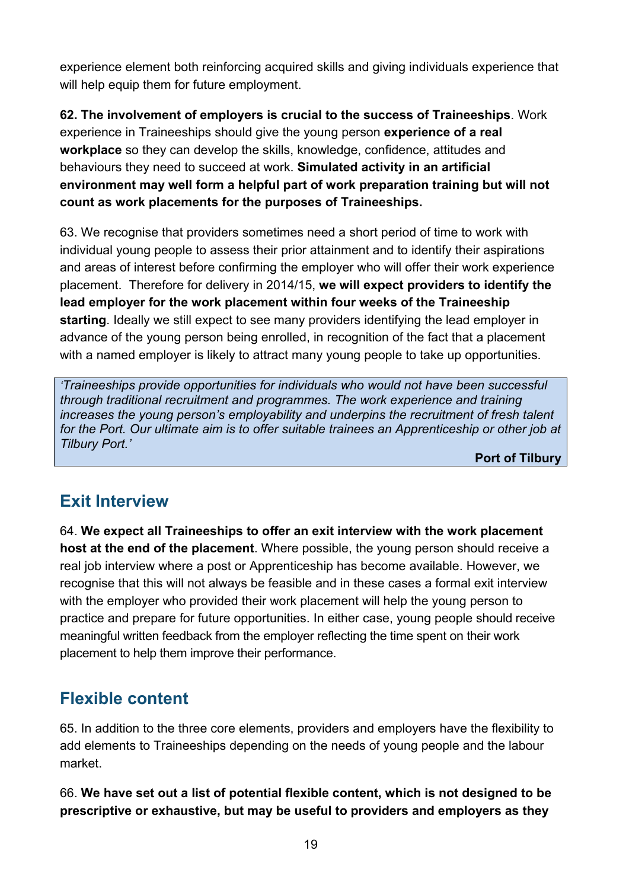experience element both reinforcing acquired skills and giving individuals experience that will help equip them for future employment.

**62. The involvement of employers is crucial to the success of Traineeships**. Work experience in Traineeships should give the young person **experience of a real workplace** so they can develop the skills, knowledge, confidence, attitudes and behaviours they need to succeed at work. **Simulated activity in an artificial environment may well form a helpful part of work preparation training but will not count as work placements for the purposes of Traineeships.**

63. We recognise that providers sometimes need a short period of time to work with individual young people to assess their prior attainment and to identify their aspirations and areas of interest before confirming the employer who will offer their work experience placement. Therefore for delivery in 2014/15, **we will expect providers to identify the lead employer for the work placement within four weeks of the Traineeship starting**. Ideally we still expect to see many providers identifying the lead employer in advance of the young person being enrolled, in recognition of the fact that a placement with a named employer is likely to attract many young people to take up opportunities.

> *'Traineeships provide opportunities for individuals who would not have been successful through traditional recruitment and programmes. The work experience and training increases the young person's employability and underpins the recruitment of fresh talent for the Port. Our ultimate aim is to offer suitable trainees an Apprenticeship or other job at Tilbury Port.'*
>
> **Port of Tilbury**

## Exit Interview

64. **We expect all Traineeships to offer an exit interview with the work placement host at the end of the placement**. Where possible, the young person should receive a real job interview where a post or Apprenticeship has become available. However, we recognise that this will not always be feasible and in these cases a formal exit interview with the employer who provided their work placement will help the young person to practice and prepare for future opportunities. In either case, young people should receive meaningful written feedback from the employer reflecting the time spent on their work placement to help them improve their performance.

## Flexible content

65. In addition to the three core elements, providers and employers have the flexibility to add elements to Traineeships depending on the needs of young people and the labour market.

66. **We have set out a list of potential flexible content, which is not designed to be prescriptive or exhaustive, but may be useful to providers and employers as they**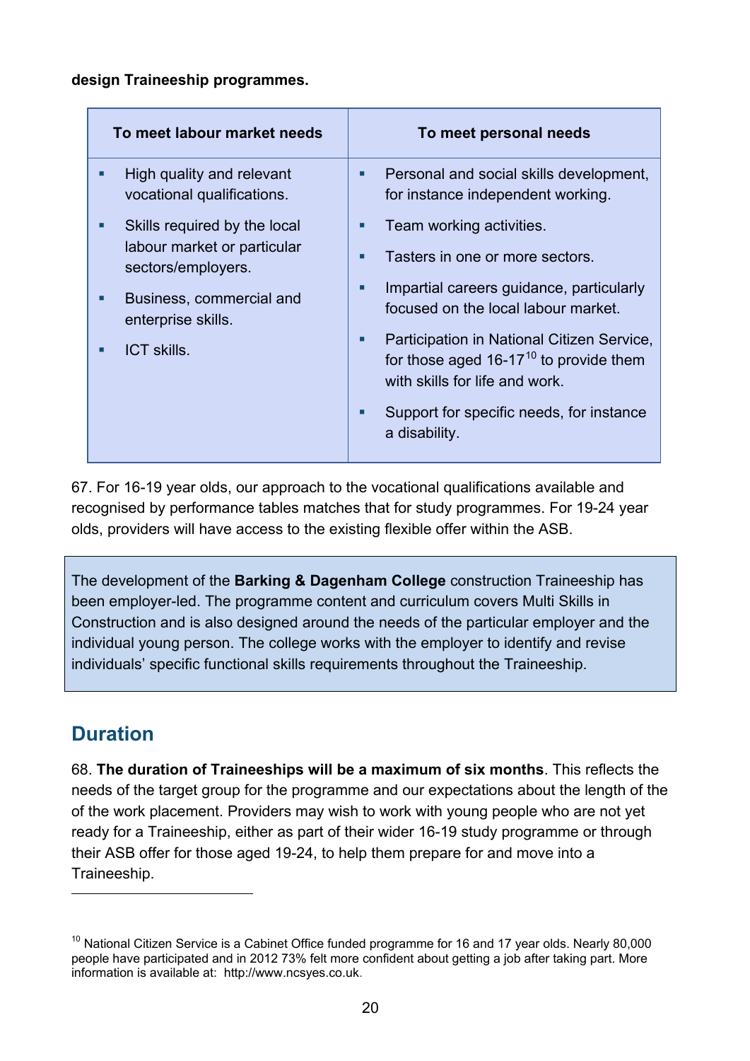**design Traineeship programmes.**

| To meet labour market needs | To meet personal needs |
|---|---|
| ▪ High quality and relevant vocational qualifications.<br>▪ Skills required by the local labour market or particular sectors/employers.<br>▪ Business, commercial and enterprise skills.<br>▪ ICT skills. | ▪ Personal and social skills development, for instance independent working.<br>▪ Team working activities.<br>▪ Tasters in one or more sectors.<br>▪ Impartial careers guidance, particularly focused on the local labour market.<br>▪ Participation in National Citizen Service, for those aged 16-17[10] to provide them with skills for life and work.<br>▪ Support for specific needs, for instance a disability. |

67. For 16-19 year olds, our approach to the vocational qualifications available and recognised by performance tables matches that for study programmes. For 19-24 year olds, providers will have access to the existing flexible offer within the ASB.

> The development of the **Barking & Dagenham College** construction Traineeship has been employer-led. The programme content and curriculum covers Multi Skills in Construction and is also designed around the needs of the particular employer and the individual young person. The college works with the employer to identify and revise individuals' specific functional skills requirements throughout the Traineeship.

## Duration

68. **The duration of Traineeships will be a maximum of six months**. This reflects the needs of the target group for the programme and our expectations about the length of the of the work placement. Providers may wish to work with young people who are not yet ready for a Traineeship, either as part of their wider 16-19 study programme or through their ASB offer for those aged 19-24, to help them prepare for and move into a Traineeship.

---

[10] National Citizen Service is a Cabinet Office funded programme for 16 and 17 year olds. Nearly 80,000 people have participated and in 2012 73% felt more confident about getting a job after taking part. More information is available at: http://www.ncsyes.co.uk.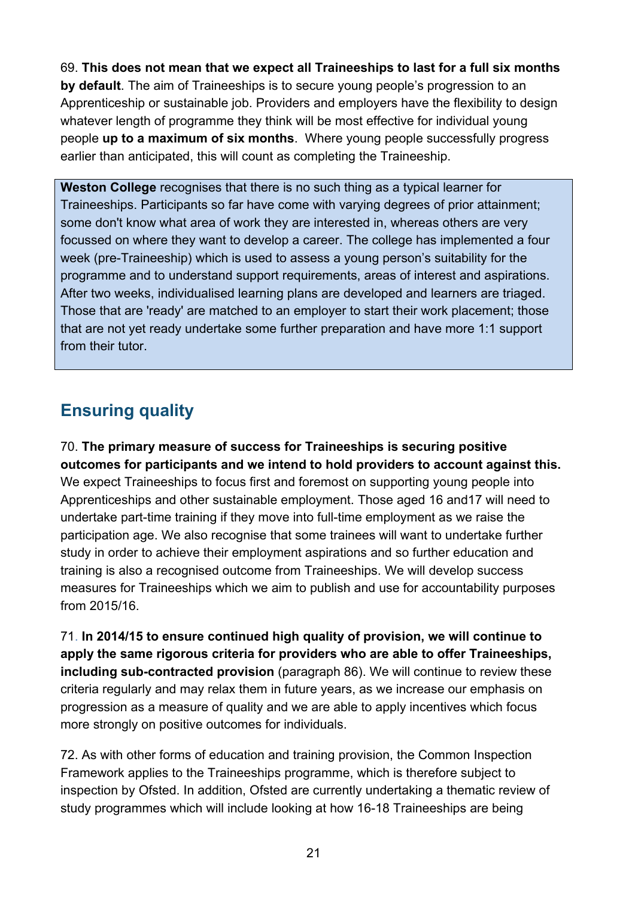69. **This does not mean that we expect all Traineeships to last for a full six months by default**. The aim of Traineeships is to secure young people's progression to an Apprenticeship or sustainable job. Providers and employers have the flexibility to design whatever length of programme they think will be most effective for individual young people **up to a maximum of six months**. Where young people successfully progress earlier than anticipated, this will count as completing the Traineeship.

> **Weston College** recognises that there is no such thing as a typical learner for Traineeships. Participants so far have come with varying degrees of prior attainment; some don't know what area of work they are interested in, whereas others are very focussed on where they want to develop a career. The college has implemented a four week (pre-Traineeship) which is used to assess a young person's suitability for the programme and to understand support requirements, areas of interest and aspirations. After two weeks, individualised learning plans are developed and learners are triaged. Those that are 'ready' are matched to an employer to start their work placement; those that are not yet ready undertake some further preparation and have more 1:1 support from their tutor.

## Ensuring quality

70. **The primary measure of success for Traineeships is securing positive outcomes for participants and we intend to hold providers to account against this.** We expect Traineeships to focus first and foremost on supporting young people into Apprenticeships and other sustainable employment. Those aged 16 and17 will need to undertake part-time training if they move into full-time employment as we raise the participation age. We also recognise that some trainees will want to undertake further study in order to achieve their employment aspirations and so further education and training is also a recognised outcome from Traineeships. We will develop success measures for Traineeships which we aim to publish and use for accountability purposes from 2015/16.

71. **In 2014/15 to ensure continued high quality of provision, we will continue to apply the same rigorous criteria for providers who are able to offer Traineeships, including sub-contracted provision** (paragraph 86). We will continue to review these criteria regularly and may relax them in future years, as we increase our emphasis on progression as a measure of quality and we are able to apply incentives which focus more strongly on positive outcomes for individuals.

72. As with other forms of education and training provision, the Common Inspection Framework applies to the Traineeships programme, which is therefore subject to inspection by Ofsted. In addition, Ofsted are currently undertaking a thematic review of study programmes which will include looking at how 16-18 Traineeships are being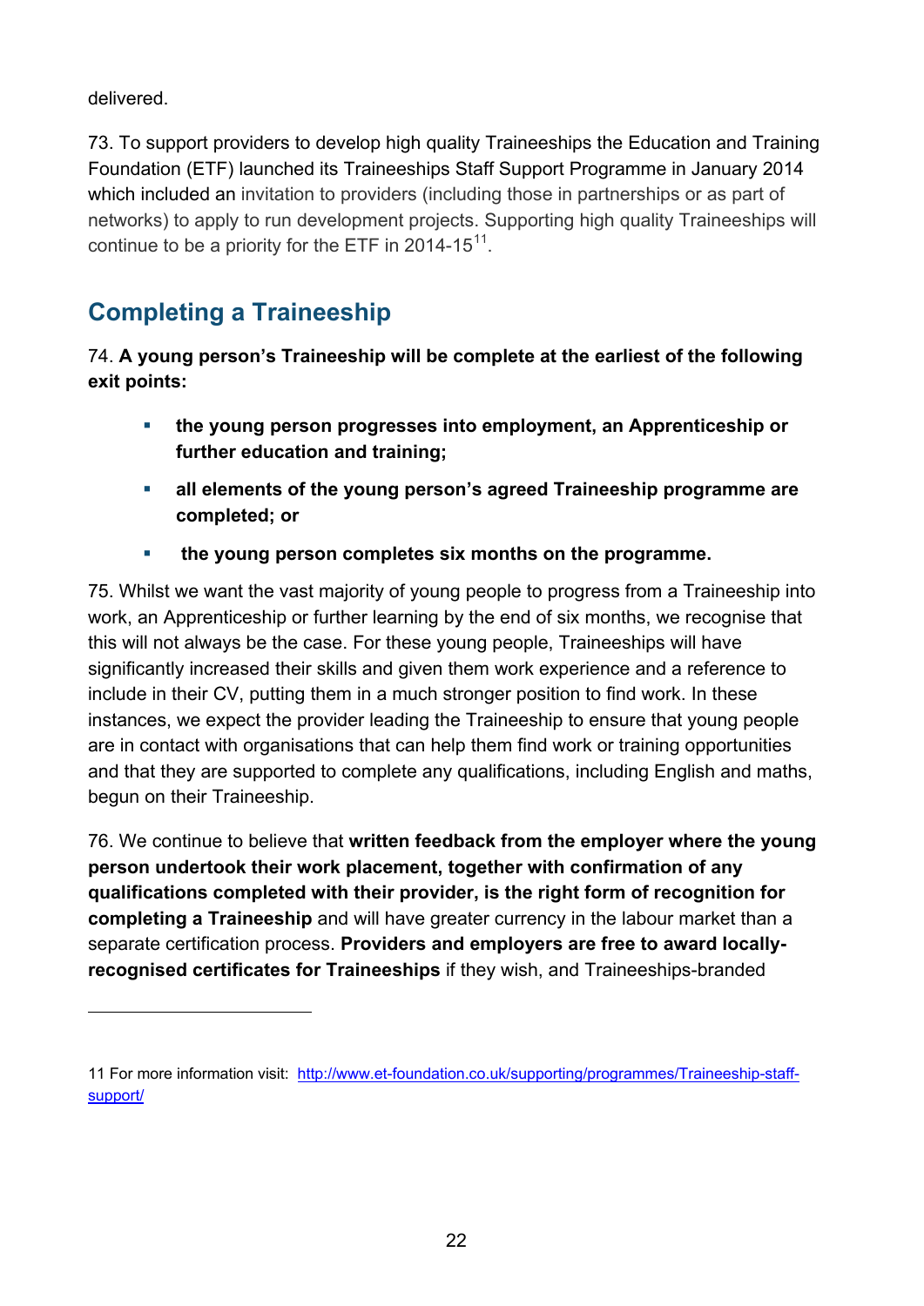delivered.

73. To support providers to develop high quality Traineeships the Education and Training Foundation (ETF) launched its Traineeships Staff Support Programme in January 2014 which included an invitation to providers (including those in partnerships or as part of networks) to apply to run development projects. Supporting high quality Traineeships will continue to be a priority for the ETF in 2014-15[11].

## Completing a Traineeship

74. **A young person's Traineeship will be complete at the earliest of the following exit points:**

- **the young person progresses into employment, an Apprenticeship or further education and training;**
- **all elements of the young person's agreed Traineeship programme are completed; or**
- **the young person completes six months on the programme.**

75. Whilst we want the vast majority of young people to progress from a Traineeship into work, an Apprenticeship or further learning by the end of six months, we recognise that this will not always be the case. For these young people, Traineeships will have significantly increased their skills and given them work experience and a reference to include in their CV, putting them in a much stronger position to find work. In these instances, we expect the provider leading the Traineeship to ensure that young people are in contact with organisations that can help them find work or training opportunities and that they are supported to complete any qualifications, including English and maths, begun on their Traineeship.

76. We continue to believe that **written feedback from the employer where the young person undertook their work placement, together with confirmation of any qualifications completed with their provider, is the right form of recognition for completing a Traineeship** and will have greater currency in the labour market than a separate certification process. **Providers and employers are free to award locally-recognised certificates for Traineeships** if they wish, and Traineeships-branded

11 For more information visit: http://www.et-foundation.co.uk/supporting/programmes/Traineeship-staff-support/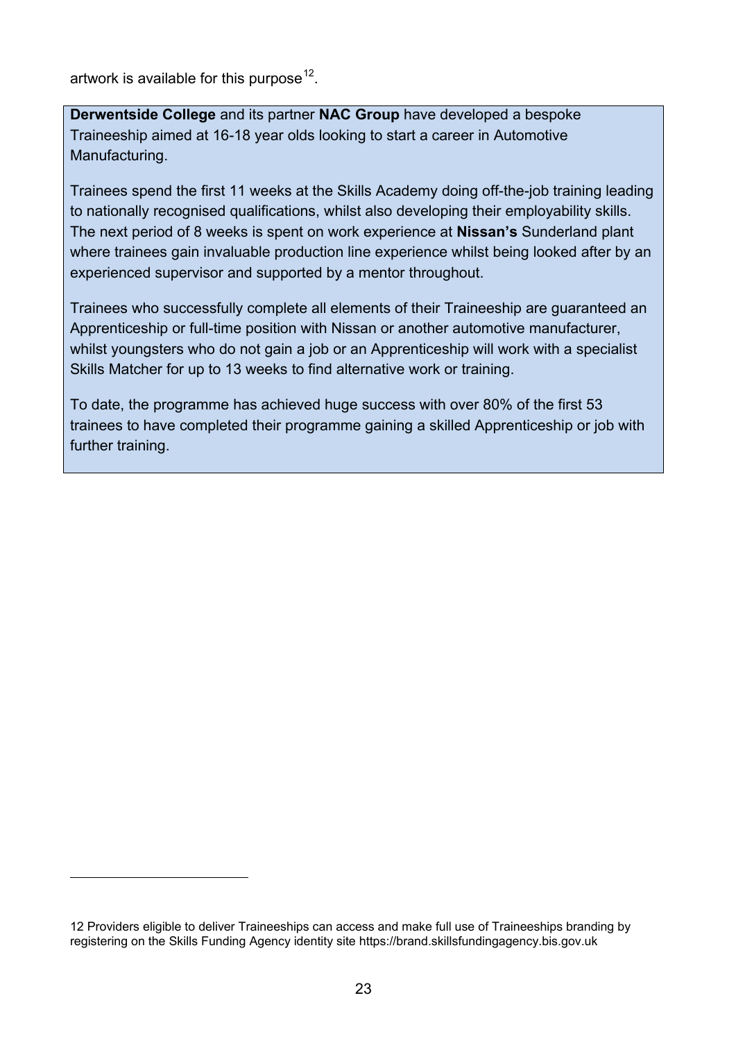artwork is available for this purpose[12].

**Derwentside College** and its partner **NAC Group** have developed a bespoke Traineeship aimed at 16-18 year olds looking to start a career in Automotive Manufacturing.

Trainees spend the first 11 weeks at the Skills Academy doing off-the-job training leading to nationally recognised qualifications, whilst also developing their employability skills. The next period of 8 weeks is spent on work experience at **Nissan's** Sunderland plant where trainees gain invaluable production line experience whilst being looked after by an experienced supervisor and supported by a mentor throughout.

Trainees who successfully complete all elements of their Traineeship are guaranteed an Apprenticeship or full-time position with Nissan or another automotive manufacturer, whilst youngsters who do not gain a job or an Apprenticeship will work with a specialist Skills Matcher for up to 13 weeks to find alternative work or training.

To date, the programme has achieved huge success with over 80% of the first 53 trainees to have completed their programme gaining a skilled Apprenticeship or job with further training.

---

12 Providers eligible to deliver Traineeships can access and make full use of Traineeships branding by registering on the Skills Funding Agency identity site https://brand.skillsfundingagency.bis.gov.uk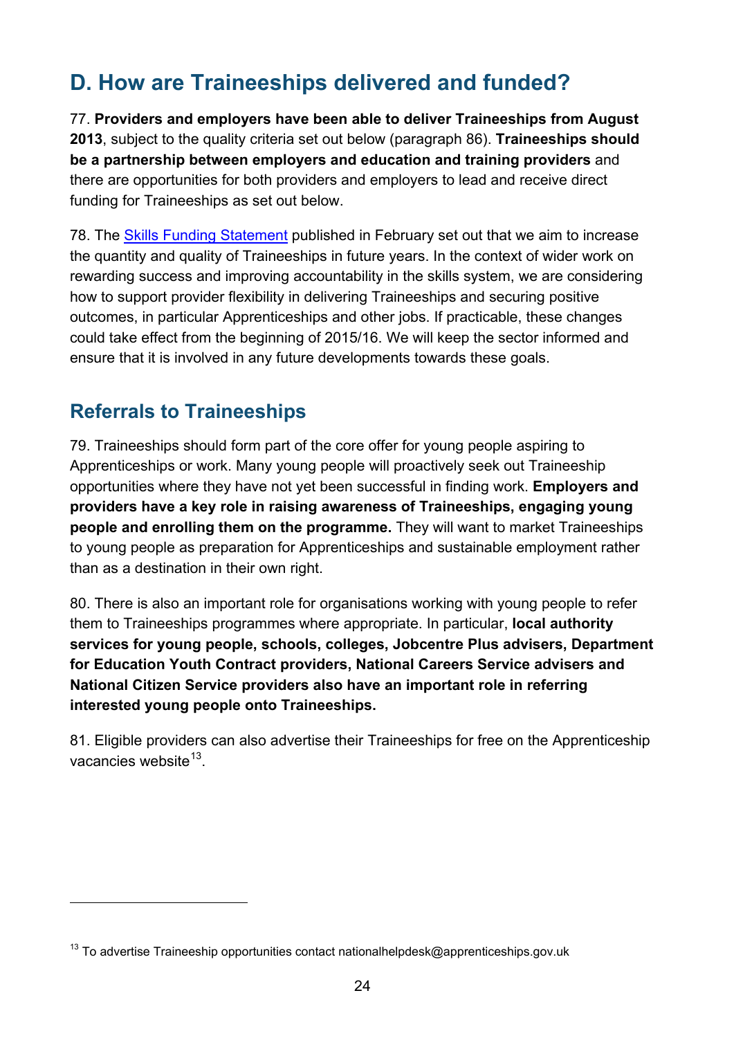## D. How are Traineeships delivered and funded?

77. **Providers and employers have been able to deliver Traineeships from August 2013**, subject to the quality criteria set out below (paragraph 86). **Traineeships should be a partnership between employers and education and training providers** and there are opportunities for both providers and employers to lead and receive direct funding for Traineeships as set out below.

78. The [Skills Funding Statement](#) published in February set out that we aim to increase the quantity and quality of Traineeships in future years. In the context of wider work on rewarding success and improving accountability in the skills system, we are considering how to support provider flexibility in delivering Traineeships and securing positive outcomes, in particular Apprenticeships and other jobs. If practicable, these changes could take effect from the beginning of 2015/16. We will keep the sector informed and ensure that it is involved in any future developments towards these goals.

### Referrals to Traineeships

79. Traineeships should form part of the core offer for young people aspiring to Apprenticeships or work. Many young people will proactively seek out Traineeship opportunities where they have not yet been successful in finding work. **Employers and providers have a key role in raising awareness of Traineeships, engaging young people and enrolling them on the programme.** They will want to market Traineeships to young people as preparation for Apprenticeships and sustainable employment rather than as a destination in their own right.

80. There is also an important role for organisations working with young people to refer them to Traineeships programmes where appropriate. In particular, **local authority services for young people, schools, colleges, Jobcentre Plus advisers, Department for Education Youth Contract providers, National Careers Service advisers and National Citizen Service providers also have an important role in referring interested young people onto Traineeships.**

81. Eligible providers can also advertise their Traineeships for free on the Apprenticeship vacancies website[13].

---

[13] To advertise Traineeship opportunities contact nationalhelpdesk@apprenticeships.gov.uk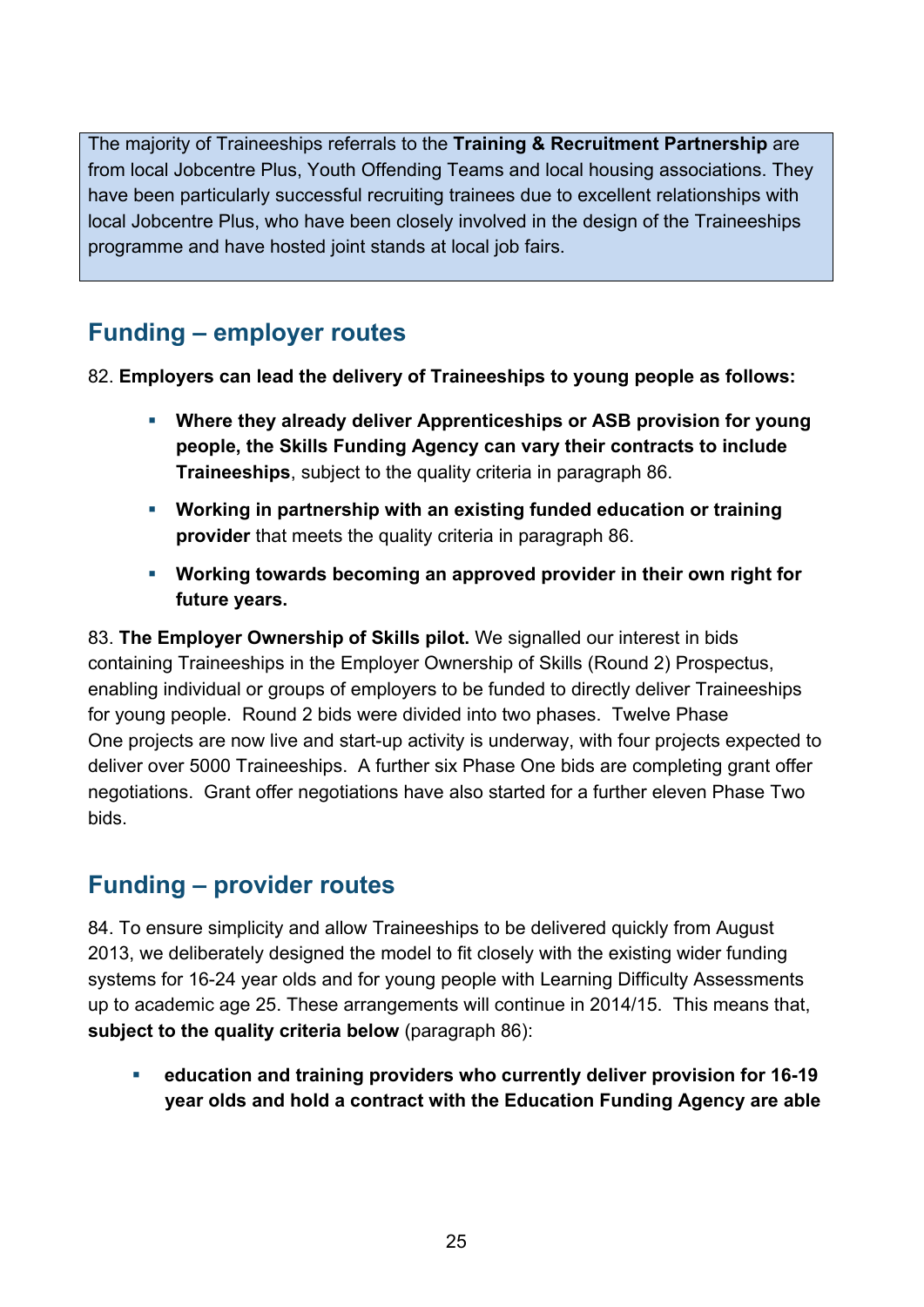> The majority of Traineeships referrals to the **Training & Recruitment Partnership** are from local Jobcentre Plus, Youth Offending Teams and local housing associations. They have been particularly successful recruiting trainees due to excellent relationships with local Jobcentre Plus, who have been closely involved in the design of the Traineeships programme and have hosted joint stands at local job fairs.

## Funding – employer routes

82. **Employers can lead the delivery of Traineeships to young people as follows:**

- **Where they already deliver Apprenticeships or ASB provision for young people, the Skills Funding Agency can vary their contracts to include Traineeships**, subject to the quality criteria in paragraph 86.
- **Working in partnership with an existing funded education or training provider** that meets the quality criteria in paragraph 86.
- **Working towards becoming an approved provider in their own right for future years.**

83. **The Employer Ownership of Skills pilot.** We signalled our interest in bids containing Traineeships in the Employer Ownership of Skills (Round 2) Prospectus, enabling individual or groups of employers to be funded to directly deliver Traineeships for young people. Round 2 bids were divided into two phases. Twelve Phase One projects are now live and start-up activity is underway, with four projects expected to deliver over 5000 Traineeships. A further six Phase One bids are completing grant offer negotiations. Grant offer negotiations have also started for a further eleven Phase Two bids.

## Funding – provider routes

84. To ensure simplicity and allow Traineeships to be delivered quickly from August 2013, we deliberately designed the model to fit closely with the existing wider funding systems for 16-24 year olds and for young people with Learning Difficulty Assessments up to academic age 25. These arrangements will continue in 2014/15. This means that, **subject to the quality criteria below** (paragraph 86):

- **education and training providers who currently deliver provision for 16-19 year olds and hold a contract with the Education Funding Agency are able**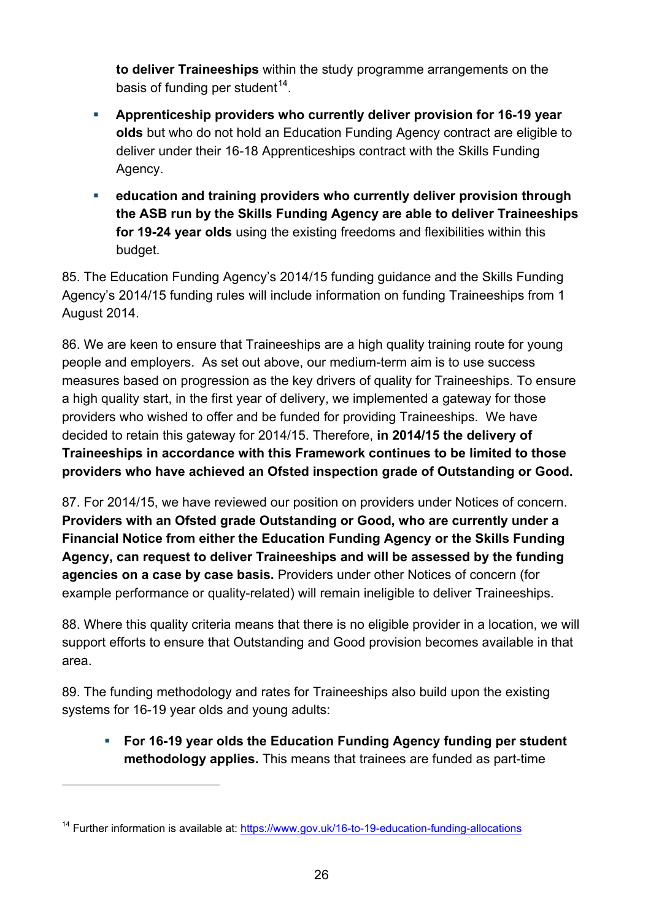**to deliver Traineeships** within the study programme arrangements on the basis of funding per student[14].

- **Apprenticeship providers who currently deliver provision for 16-19 year olds** but who do not hold an Education Funding Agency contract are eligible to deliver under their 16-18 Apprenticeships contract with the Skills Funding Agency.
- **education and training providers who currently deliver provision through the ASB run by the Skills Funding Agency are able to deliver Traineeships for 19-24 year olds** using the existing freedoms and flexibilities within this budget.

85. The Education Funding Agency's 2014/15 funding guidance and the Skills Funding Agency's 2014/15 funding rules will include information on funding Traineeships from 1 August 2014.

86. We are keen to ensure that Traineeships are a high quality training route for young people and employers. As set out above, our medium-term aim is to use success measures based on progression as the key drivers of quality for Traineeships. To ensure a high quality start, in the first year of delivery, we implemented a gateway for those providers who wished to offer and be funded for providing Traineeships. We have decided to retain this gateway for 2014/15. Therefore, **in 2014/15 the delivery of Traineeships in accordance with this Framework continues to be limited to those providers who have achieved an Ofsted inspection grade of Outstanding or Good.**

87. For 2014/15, we have reviewed our position on providers under Notices of concern. **Providers with an Ofsted grade Outstanding or Good, who are currently under a Financial Notice from either the Education Funding Agency or the Skills Funding Agency, can request to deliver Traineeships and will be assessed by the funding agencies on a case by case basis.** Providers under other Notices of concern (for example performance or quality-related) will remain ineligible to deliver Traineeships.

88. Where this quality criteria means that there is no eligible provider in a location, we will support efforts to ensure that Outstanding and Good provision becomes available in that area.

89. The funding methodology and rates for Traineeships also build upon the existing systems for 16-19 year olds and young adults:

- **For 16-19 year olds the Education Funding Agency funding per student methodology applies.** This means that trainees are funded as part-time

[14] Further information is available at: https://www.gov.uk/16-to-19-education-funding-allocations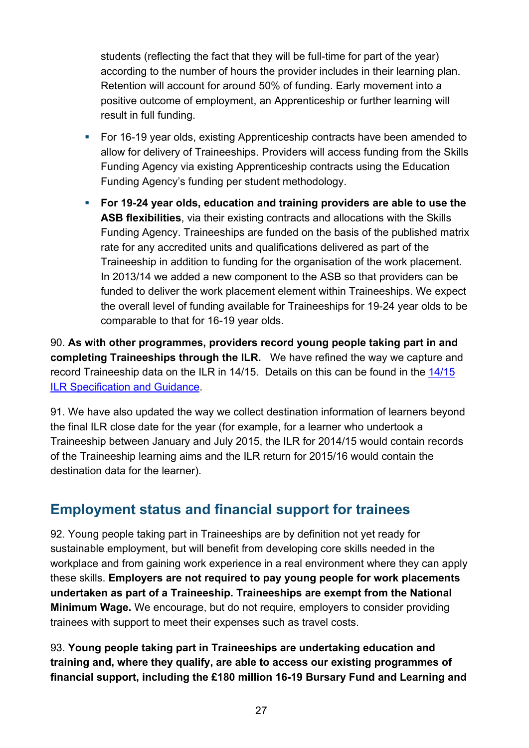students (reflecting the fact that they will be full-time for part of the year) according to the number of hours the provider includes in their learning plan. Retention will account for around 50% of funding. Early movement into a positive outcome of employment, an Apprenticeship or further learning will result in full funding.

- For 16-19 year olds, existing Apprenticeship contracts have been amended to allow for delivery of Traineeships. Providers will access funding from the Skills Funding Agency via existing Apprenticeship contracts using the Education Funding Agency's funding per student methodology.
- **For 19-24 year olds, education and training providers are able to use the ASB flexibilities**, via their existing contracts and allocations with the Skills Funding Agency. Traineeships are funded on the basis of the published matrix rate for any accredited units and qualifications delivered as part of the Traineeship in addition to funding for the organisation of the work placement. In 2013/14 we added a new component to the ASB so that providers can be funded to deliver the work placement element within Traineeships. We expect the overall level of funding available for Traineeships for 19-24 year olds to be comparable to that for 16-19 year olds.

90. **As with other programmes, providers record young people taking part in and completing Traineeships through the ILR.** We have refined the way we capture and record Traineeship data on the ILR in 14/15. Details on this can be found in the [14/15 ILR Specification and Guidance].

91. We have also updated the way we collect destination information of learners beyond the final ILR close date for the year (for example, for a learner who undertook a Traineeship between January and July 2015, the ILR for 2014/15 would contain records of the Traineeship learning aims and the ILR return for 2015/16 would contain the destination data for the learner).

## Employment status and financial support for trainees

92. Young people taking part in Traineeships are by definition not yet ready for sustainable employment, but will benefit from developing core skills needed in the workplace and from gaining work experience in a real environment where they can apply these skills. **Employers are not required to pay young people for work placements undertaken as part of a Traineeship. Traineeships are exempt from the National Minimum Wage.** We encourage, but do not require, employers to consider providing trainees with support to meet their expenses such as travel costs.

93. **Young people taking part in Traineeships are undertaking education and training and, where they qualify, are able to access our existing programmes of financial support, including the £180 million 16-19 Bursary Fund and Learning and**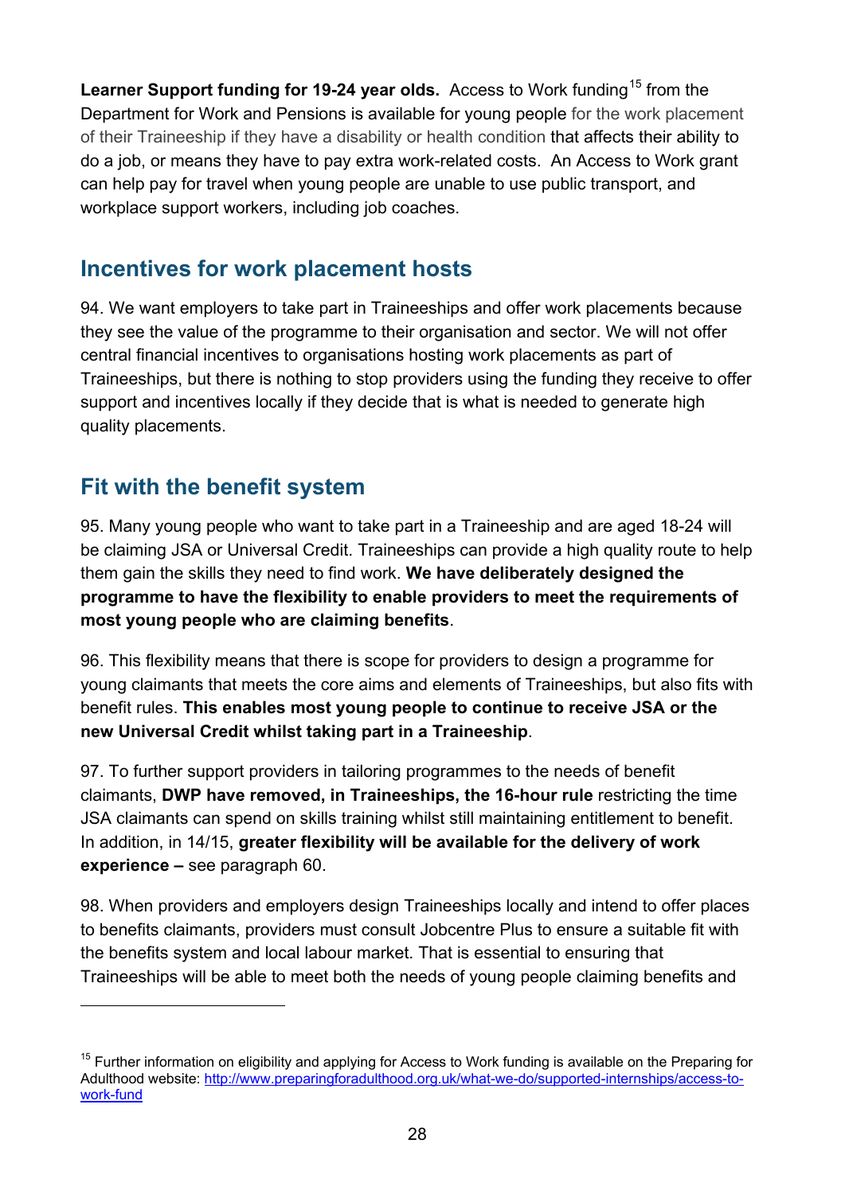**Learner Support funding for 19-24 year olds.** Access to Work funding[15] from the Department for Work and Pensions is available for young people for the work placement of their Traineeship if they have a disability or health condition that affects their ability to do a job, or means they have to pay extra work-related costs. An Access to Work grant can help pay for travel when young people are unable to use public transport, and workplace support workers, including job coaches.

## Incentives for work placement hosts

94. We want employers to take part in Traineeships and offer work placements because they see the value of the programme to their organisation and sector. We will not offer central financial incentives to organisations hosting work placements as part of Traineeships, but there is nothing to stop providers using the funding they receive to offer support and incentives locally if they decide that is what is needed to generate high quality placements.

## Fit with the benefit system

95. Many young people who want to take part in a Traineeship and are aged 18-24 will be claiming JSA or Universal Credit. Traineeships can provide a high quality route to help them gain the skills they need to find work. **We have deliberately designed the programme to have the flexibility to enable providers to meet the requirements of most young people who are claiming benefits**.

96. This flexibility means that there is scope for providers to design a programme for young claimants that meets the core aims and elements of Traineeships, but also fits with benefit rules. **This enables most young people to continue to receive JSA or the new Universal Credit whilst taking part in a Traineeship**.

97. To further support providers in tailoring programmes to the needs of benefit claimants, **DWP have removed, in Traineeships, the 16-hour rule** restricting the time JSA claimants can spend on skills training whilst still maintaining entitlement to benefit. In addition, in 14/15, **greater flexibility will be available for the delivery of work experience –** see paragraph 60.

98. When providers and employers design Traineeships locally and intend to offer places to benefits claimants, providers must consult Jobcentre Plus to ensure a suitable fit with the benefits system and local labour market. That is essential to ensuring that Traineeships will be able to meet both the needs of young people claiming benefits and

---

[15] Further information on eligibility and applying for Access to Work funding is available on the Preparing for Adulthood website: [http://www.preparingforadulthood.org.uk/what-we-do/supported-internships/access-to-work-fund](http://www.preparingforadulthood.org.uk/what-we-do/supported-internships/access-to-work-fund)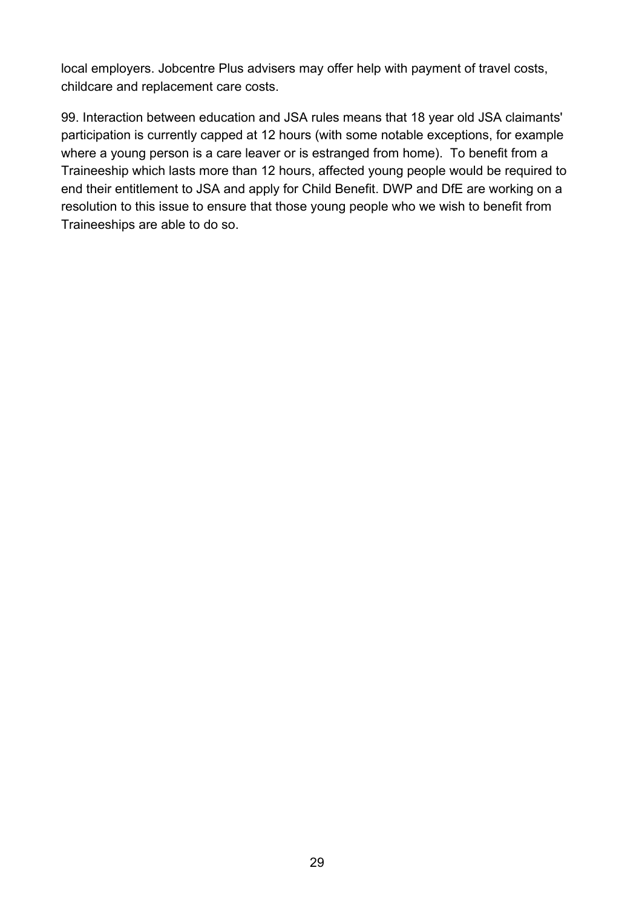local employers. Jobcentre Plus advisers may offer help with payment of travel costs, childcare and replacement care costs.

99. Interaction between education and JSA rules means that 18 year old JSA claimants' participation is currently capped at 12 hours (with some notable exceptions, for example where a young person is a care leaver or is estranged from home). To benefit from a Traineeship which lasts more than 12 hours, affected young people would be required to end their entitlement to JSA and apply for Child Benefit. DWP and DfE are working on a resolution to this issue to ensure that those young people who we wish to benefit from Traineeships are able to do so.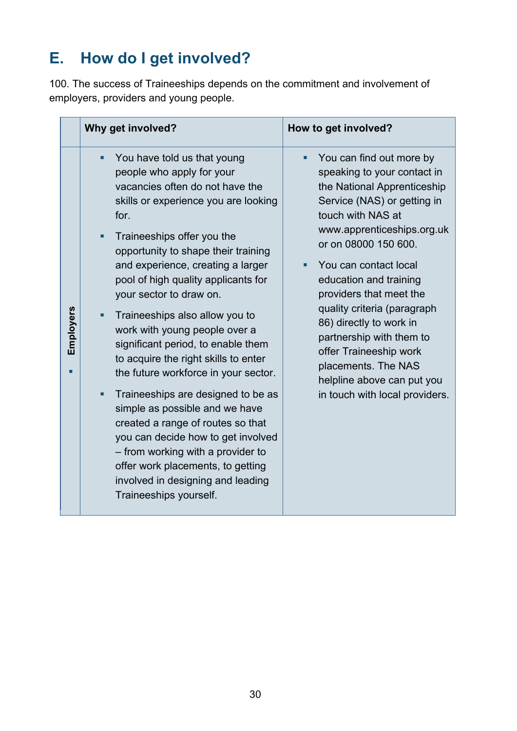## E. How do I get involved?

100. The success of Traineeships depends on the commitment and involvement of employers, providers and young people.

| | Why get involved? | How to get involved? |
|---|---|---|
| ▪ Employers | ▪ You have told us that young people who apply for your vacancies often do not have the skills or experience you are looking for.<br><br>▪ Traineeships offer you the opportunity to shape their training and experience, creating a larger pool of high quality applicants for your sector to draw on.<br><br>▪ Traineeships also allow you to work with young people over a significant period, to enable them to acquire the right skills to enter the future workforce in your sector.<br><br>▪ Traineeships are designed to be as simple as possible and we have created a range of routes so that you can decide how to get involved – from working with a provider to offer work placements, to getting involved in designing and leading Traineeships yourself. | ▪ You can find out more by speaking to your contact in the National Apprenticeship Service (NAS) or getting in touch with NAS at www.apprenticeships.org.uk or on 08000 150 600.<br><br>▪ You can contact local education and training providers that meet the quality criteria (paragraph 86) directly to work in partnership with them to offer Traineeship work placements. The NAS helpline above can put you in touch with local providers. |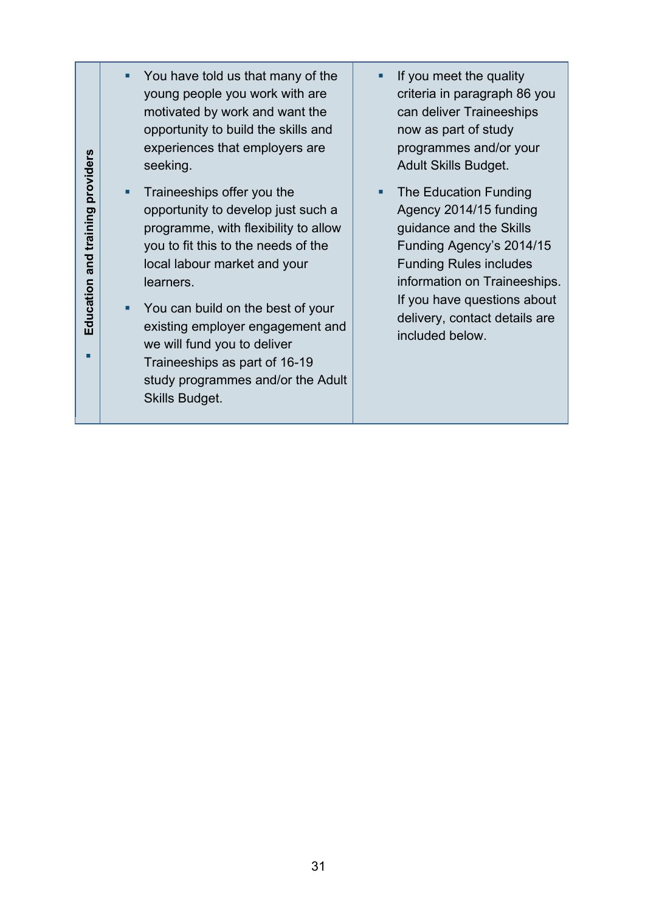| ▪ Education and training providers | | |
|---|---|---|
| | ▪ You have told us that many of the young people you work with are motivated by work and want the opportunity to build the skills and experiences that employers are seeking.<br>▪ Traineeships offer you the opportunity to develop just such a programme, with flexibility to allow you to fit this to the needs of the local labour market and your learners.<br>▪ You can build on the best of your existing employer engagement and we will fund you to deliver Traineeships as part of 16-19 study programmes and/or the Adult Skills Budget. | ▪ If you meet the quality criteria in paragraph 86 you can deliver Traineeships now as part of study programmes and/or your Adult Skills Budget.<br>▪ The Education Funding Agency 2014/15 funding guidance and the Skills Funding Agency's 2014/15 Funding Rules includes information on Traineeships. If you have questions about delivery, contact details are included below. |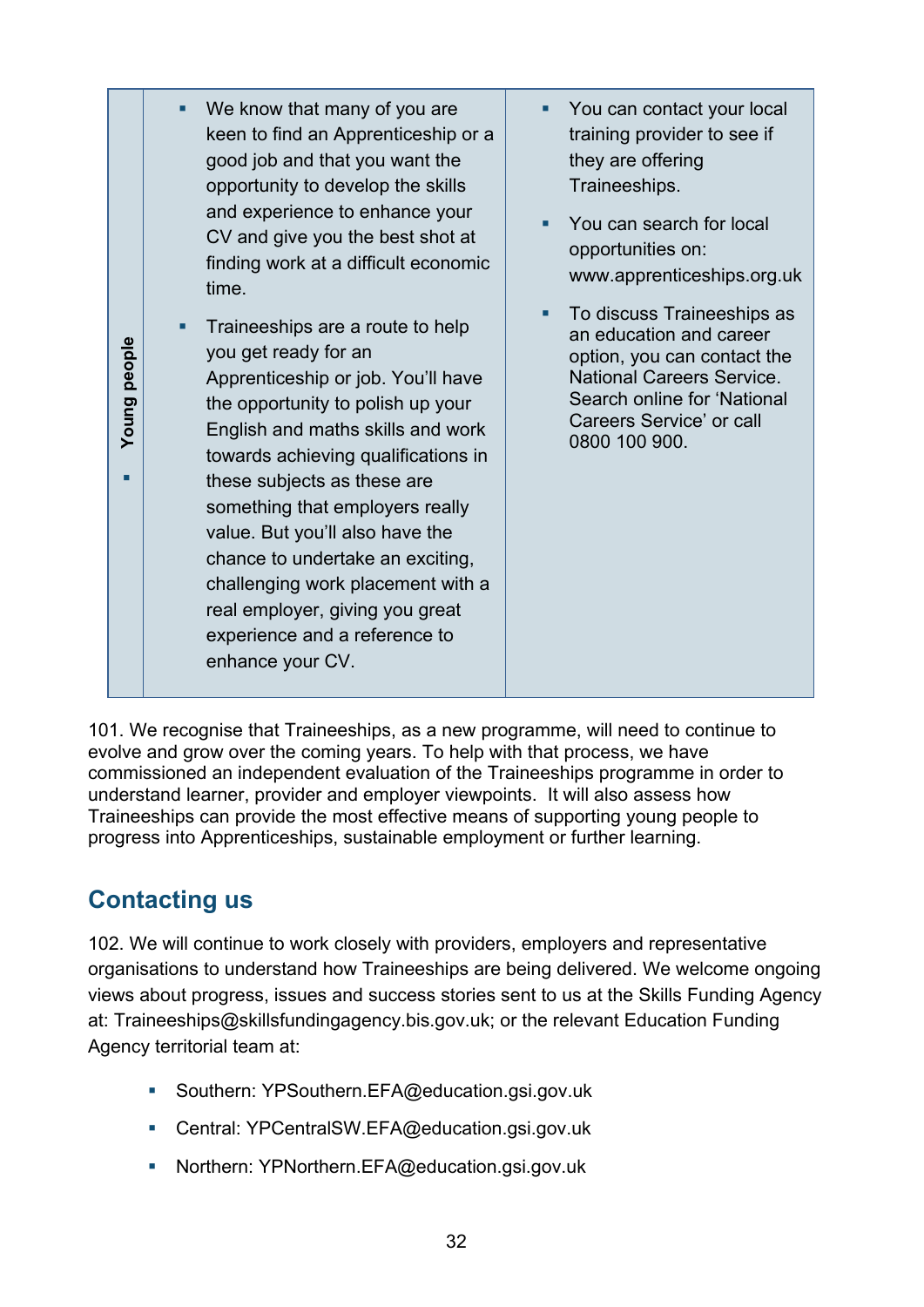| Young people | We know that many of you are keen to find an Apprenticeship or a good job and that you want the opportunity to develop the skills and experience to enhance your CV and give you the best shot at finding work at a difficult economic time.<br><br>Traineeships are a route to help you get ready for an Apprenticeship or job. You'll have the opportunity to polish up your English and maths skills and work towards achieving qualifications in these subjects as these are something that employers really value. But you'll also have the chance to undertake an exciting, challenging work placement with a real employer, giving you great experience and a reference to enhance your CV. | You can contact your local training provider to see if they are offering Traineeships.<br><br>You can search for local opportunities on: www.apprenticeships.org.uk<br><br>To discuss Traineeships as an education and career option, you can contact the National Careers Service. Search online for 'National Careers Service' or call 0800 100 900. |
|---|---|---|

101. We recognise that Traineeships, as a new programme, will need to continue to evolve and grow over the coming years. To help with that process, we have commissioned an independent evaluation of the Traineeships programme in order to understand learner, provider and employer viewpoints. It will also assess how Traineeships can provide the most effective means of supporting young people to progress into Apprenticeships, sustainable employment or further learning.

## Contacting us

102. We will continue to work closely with providers, employers and representative organisations to understand how Traineeships are being delivered. We welcome ongoing views about progress, issues and success stories sent to us at the Skills Funding Agency at: Traineeships@skillsfundingagency.bis.gov.uk; or the relevant Education Funding Agency territorial team at:

- Southern: YPSouthern.EFA@education.gsi.gov.uk
- Central: YPCentralSW.EFA@education.gsi.gov.uk
- Northern: YPNorthern.EFA@education.gsi.gov.uk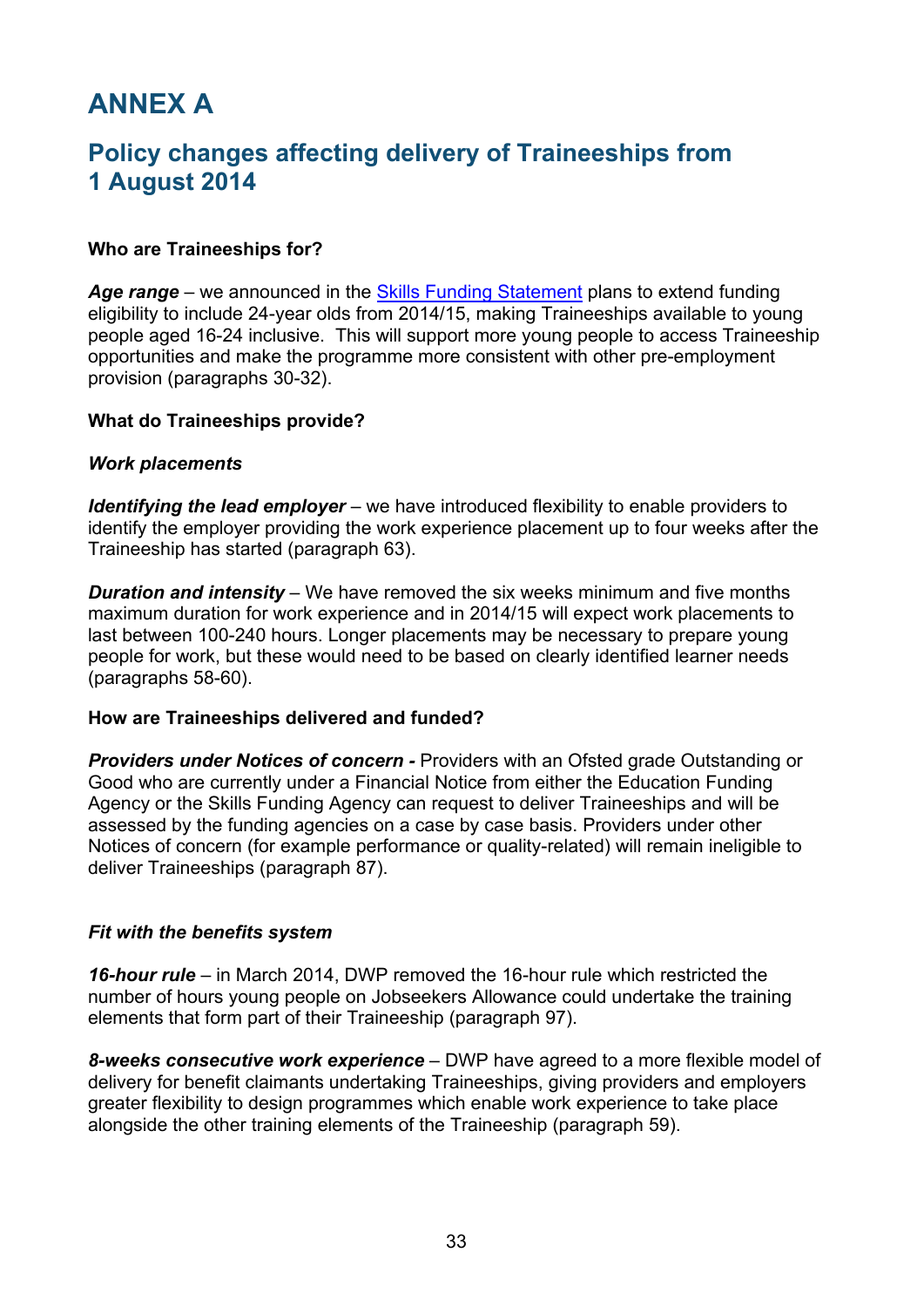# ANNEX A

## Policy changes affecting delivery of Traineeships from 1 August 2014

**Who are Traineeships for?**

***Age range*** – we announced in the Skills Funding Statement plans to extend funding eligibility to include 24-year olds from 2014/15, making Traineeships available to young people aged 16-24 inclusive. This will support more young people to access Traineeship opportunities and make the programme more consistent with other pre-employment provision (paragraphs 30-32).

**What do Traineeships provide?**

***Work placements***

***Identifying the lead employer*** – we have introduced flexibility to enable providers to identify the employer providing the work experience placement up to four weeks after the Traineeship has started (paragraph 63).

***Duration and intensity*** – We have removed the six weeks minimum and five months maximum duration for work experience and in 2014/15 will expect work placements to last between 100-240 hours. Longer placements may be necessary to prepare young people for work, but these would need to be based on clearly identified learner needs (paragraphs 58-60).

**How are Traineeships delivered and funded?**

***Providers under Notices of concern -*** Providers with an Ofsted grade Outstanding or Good who are currently under a Financial Notice from either the Education Funding Agency or the Skills Funding Agency can request to deliver Traineeships and will be assessed by the funding agencies on a case by case basis. Providers under other Notices of concern (for example performance or quality-related) will remain ineligible to deliver Traineeships (paragraph 87).

***Fit with the benefits system***

***16-hour rule*** – in March 2014, DWP removed the 16-hour rule which restricted the number of hours young people on Jobseekers Allowance could undertake the training elements that form part of their Traineeship (paragraph 97).

***8-weeks consecutive work experience*** – DWP have agreed to a more flexible model of delivery for benefit claimants undertaking Traineeships, giving providers and employers greater flexibility to design programmes which enable work experience to take place alongside the other training elements of the Traineeship (paragraph 59).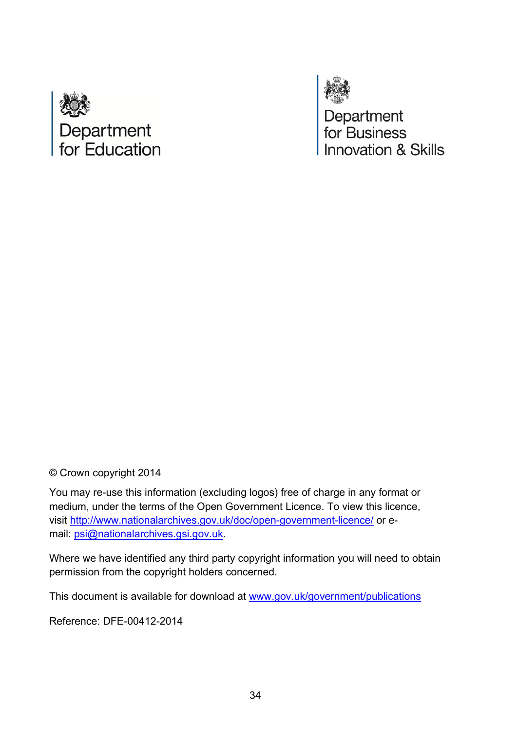Department for Education

Department for Business Innovation & Skills

© Crown copyright 2014

You may re-use this information (excluding logos) free of charge in any format or medium, under the terms of the Open Government Licence. To view this licence, visit http://www.nationalarchives.gov.uk/doc/open-government-licence/ or e-mail: psi@nationalarchives.gsi.gov.uk.

Where we have identified any third party copyright information you will need to obtain permission from the copyright holders concerned.

This document is available for download at www.gov.uk/government/publications

Reference: DFE-00412-2014